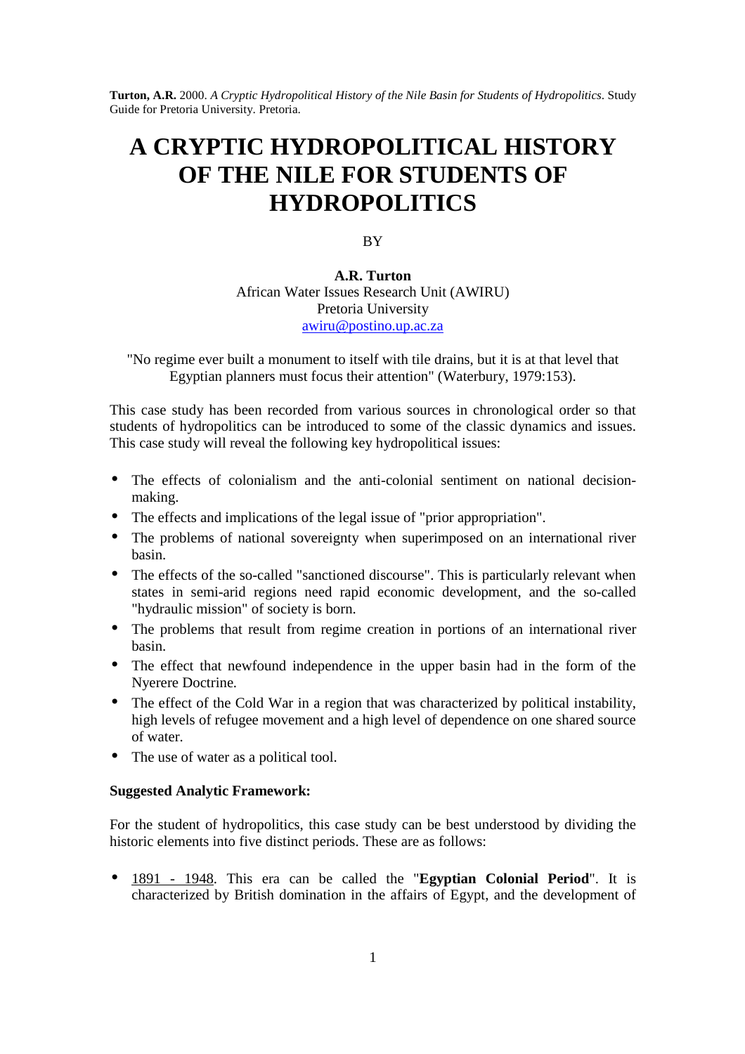**Turton, A.R.** 2000. *A Cryptic Hydropolitical History of the Nile Basin for Students of Hydropolitics*. Study Guide for Pretoria University. Pretoria.

# A CRYPTIC HYDROPOLITICAL HISTORY OF THE NILE FOR STUDENTS OF HYDROPOLITICS

BY

**A.R. Turton**
African Water Issues Research Unit (AWIRU)
Pretoria University
awiru@postino.up.ac.za

"No regime ever built a monument to itself with tile drains, but it is at that level that Egyptian planners must focus their attention" (Waterbury, 1979:153).

This case study has been recorded from various sources in chronological order so that students of hydropolitics can be introduced to some of the classic dynamics and issues. This case study will reveal the following key hydropolitical issues:

- The effects of colonialism and the anti-colonial sentiment on national decision-making.
- The effects and implications of the legal issue of "prior appropriation".
- The problems of national sovereignty when superimposed on an international river basin.
- The effects of the so-called "sanctioned discourse". This is particularly relevant when states in semi-arid regions need rapid economic development, and the so-called "hydraulic mission" of society is born.
- The problems that result from regime creation in portions of an international river basin.
- The effect that newfound independence in the upper basin had in the form of the Nyerere Doctrine.
- The effect of the Cold War in a region that was characterized by political instability, high levels of refugee movement and a high level of dependence on one shared source of water.
- The use of water as a political tool.

**Suggested Analytic Framework:**

For the student of hydropolitics, this case study can be best understood by dividing the historic elements into five distinct periods. These are as follows:

- 1891 - 1948. This era can be called the "**Egyptian Colonial Period**". It is characterized by British domination in the affairs of Egypt, and the development of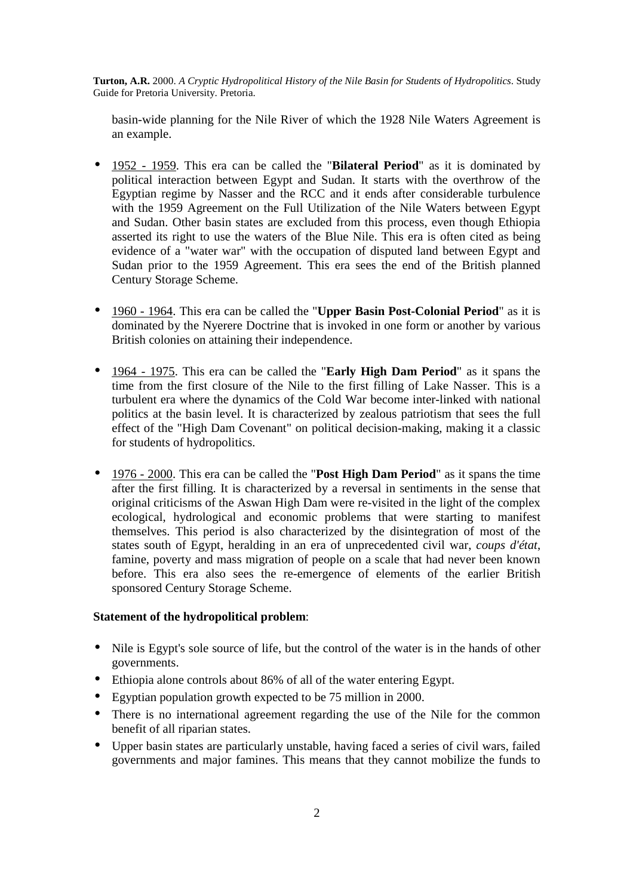basin-wide planning for the Nile River of which the 1928 Nile Waters Agreement is an example.

- 1952 - 1959. This era can be called the "**Bilateral Period**" as it is dominated by political interaction between Egypt and Sudan. It starts with the overthrow of the Egyptian regime by Nasser and the RCC and it ends after considerable turbulence with the 1959 Agreement on the Full Utilization of the Nile Waters between Egypt and Sudan. Other basin states are excluded from this process, even though Ethiopia asserted its right to use the waters of the Blue Nile. This era is often cited as being evidence of a "water war" with the occupation of disputed land between Egypt and Sudan prior to the 1959 Agreement. This era sees the end of the British planned Century Storage Scheme.

- 1960 - 1964. This era can be called the "**Upper Basin Post-Colonial Period**" as it is dominated by the Nyerere Doctrine that is invoked in one form or another by various British colonies on attaining their independence.

- 1964 - 1975. This era can be called the "**Early High Dam Period**" as it spans the time from the first closure of the Nile to the first filling of Lake Nasser. This is a turbulent era where the dynamics of the Cold War become inter-linked with national politics at the basin level. It is characterized by zealous patriotism that sees the full effect of the "High Dam Covenant" on political decision-making, making it a classic for students of hydropolitics.

- 1976 - 2000. This era can be called the "**Post High Dam Period**" as it spans the time after the first filling. It is characterized by a reversal in sentiments in the sense that original criticisms of the Aswan High Dam were re-visited in the light of the complex ecological, hydrological and economic problems that were starting to manifest themselves. This period is also characterized by the disintegration of most of the states south of Egypt, heralding in an era of unprecedented civil war, *coups d'état*, famine, poverty and mass migration of people on a scale that had never been known before. This era also sees the re-emergence of elements of the earlier British sponsored Century Storage Scheme.

**Statement of the hydropolitical problem**:

- Nile is Egypt's sole source of life, but the control of the water is in the hands of other governments.
- Ethiopia alone controls about 86% of all of the water entering Egypt.
- Egyptian population growth expected to be 75 million in 2000.
- There is no international agreement regarding the use of the Nile for the common benefit of all riparian states.
- Upper basin states are particularly unstable, having faced a series of civil wars, failed governments and major famines. This means that they cannot mobilize the funds to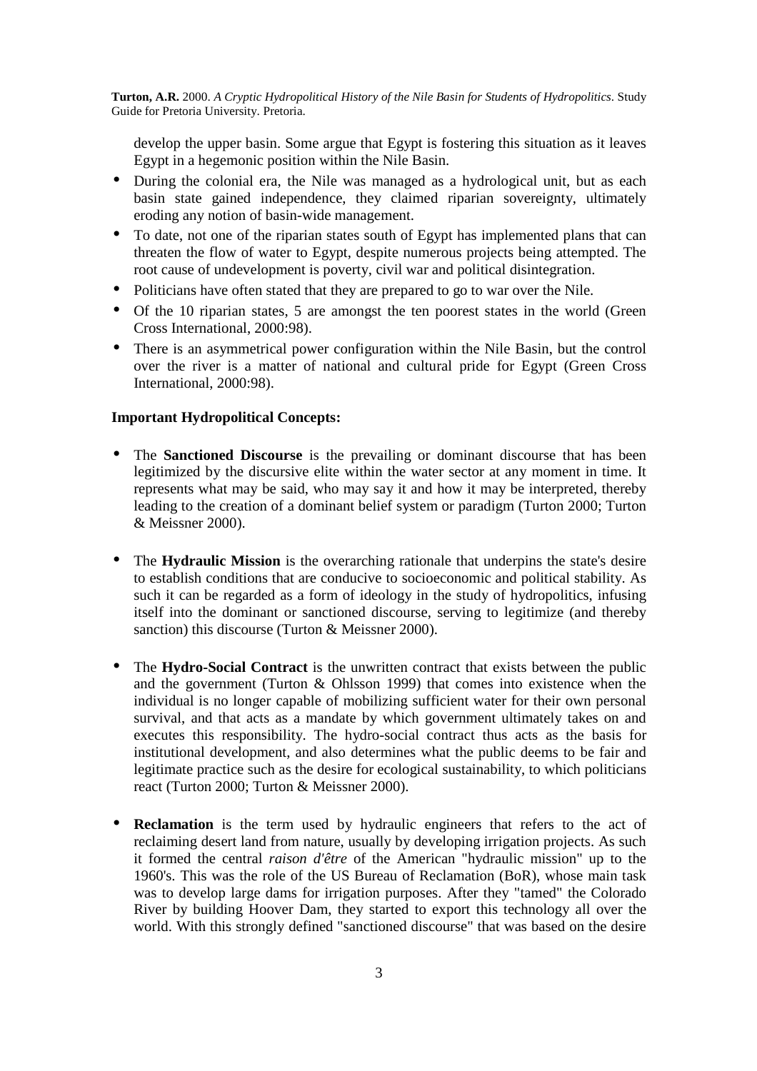develop the upper basin. Some argue that Egypt is fostering this situation as it leaves Egypt in a hegemonic position within the Nile Basin.

- During the colonial era, the Nile was managed as a hydrological unit, but as each basin state gained independence, they claimed riparian sovereignty, ultimately eroding any notion of basin-wide management.
- To date, not one of the riparian states south of Egypt has implemented plans that can threaten the flow of water to Egypt, despite numerous projects being attempted. The root cause of undevelopment is poverty, civil war and political disintegration.
- Politicians have often stated that they are prepared to go to war over the Nile.
- Of the 10 riparian states, 5 are amongst the ten poorest states in the world (Green Cross International, 2000:98).
- There is an asymmetrical power configuration within the Nile Basin, but the control over the river is a matter of national and cultural pride for Egypt (Green Cross International, 2000:98).

**Important Hydropolitical Concepts:**

- The **Sanctioned Discourse** is the prevailing or dominant discourse that has been legitimized by the discursive elite within the water sector at any moment in time. It represents what may be said, who may say it and how it may be interpreted, thereby leading to the creation of a dominant belief system or paradigm (Turton 2000; Turton & Meissner 2000).

- The **Hydraulic Mission** is the overarching rationale that underpins the state's desire to establish conditions that are conducive to socioeconomic and political stability. As such it can be regarded as a form of ideology in the study of hydropolitics, infusing itself into the dominant or sanctioned discourse, serving to legitimize (and thereby sanction) this discourse (Turton & Meissner 2000).

- The **Hydro-Social Contract** is the unwritten contract that exists between the public and the government (Turton & Ohlsson 1999) that comes into existence when the individual is no longer capable of mobilizing sufficient water for their own personal survival, and that acts as a mandate by which government ultimately takes on and executes this responsibility. The hydro-social contract thus acts as the basis for institutional development, and also determines what the public deems to be fair and legitimate practice such as the desire for ecological sustainability, to which politicians react (Turton 2000; Turton & Meissner 2000).

- **Reclamation** is the term used by hydraulic engineers that refers to the act of reclaiming desert land from nature, usually by developing irrigation projects. As such it formed the central *raison d'être* of the American "hydraulic mission" up to the 1960's. This was the role of the US Bureau of Reclamation (BoR), whose main task was to develop large dams for irrigation purposes. After they "tamed" the Colorado River by building Hoover Dam, they started to export this technology all over the world. With this strongly defined "sanctioned discourse" that was based on the desire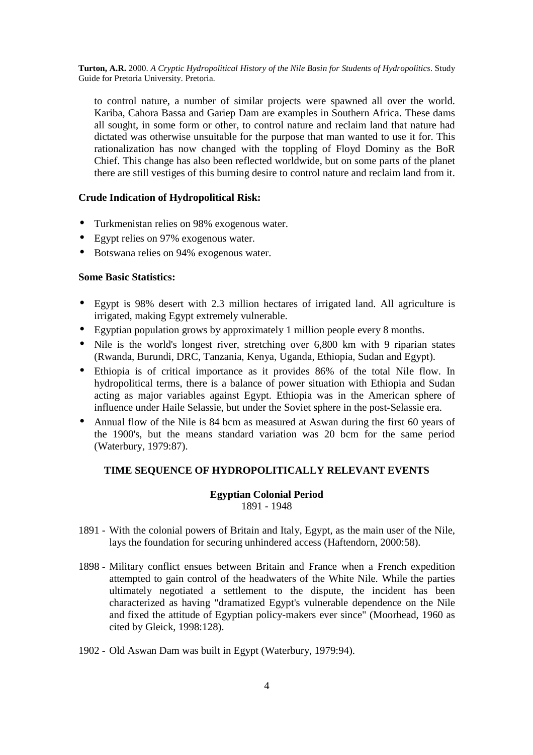to control nature, a number of similar projects were spawned all over the world. Kariba, Cahora Bassa and Gariep Dam are examples in Southern Africa. These dams all sought, in some form or other, to control nature and reclaim land that nature had dictated was otherwise unsuitable for the purpose that man wanted to use it for. This rationalization has now changed with the toppling of Floyd Dominy as the BoR Chief. This change has also been reflected worldwide, but on some parts of the planet there are still vestiges of this burning desire to control nature and reclaim land from it.

**Crude Indication of Hydropolitical Risk:**

- Turkmenistan relies on 98% exogenous water.
- Egypt relies on 97% exogenous water.
- Botswana relies on 94% exogenous water.

**Some Basic Statistics:**

- Egypt is 98% desert with 2.3 million hectares of irrigated land. All agriculture is irrigated, making Egypt extremely vulnerable.
- Egyptian population grows by approximately 1 million people every 8 months.
- Nile is the world's longest river, stretching over 6,800 km with 9 riparian states (Rwanda, Burundi, DRC, Tanzania, Kenya, Uganda, Ethiopia, Sudan and Egypt).
- Ethiopia is of critical importance as it provides 86% of the total Nile flow. In hydropolitical terms, there is a balance of power situation with Ethiopia and Sudan acting as major variables against Egypt. Ethiopia was in the American sphere of influence under Haile Selassie, but under the Soviet sphere in the post-Selassie era.
- Annual flow of the Nile is 84 bcm as measured at Aswan during the first 60 years of the 1900's, but the means standard variation was 20 bcm for the same period (Waterbury, 1979:87).

## TIME SEQUENCE OF HYDROPOLITICALLY RELEVANT EVENTS

### Egyptian Colonial Period
1891 - 1948

1891 - With the colonial powers of Britain and Italy, Egypt, as the main user of the Nile, lays the foundation for securing unhindered access (Haftendorn, 2000:58).

1898 - Military conflict ensues between Britain and France when a French expedition attempted to gain control of the headwaters of the White Nile. While the parties ultimately negotiated a settlement to the dispute, the incident has been characterized as having "dramatized Egypt's vulnerable dependence on the Nile and fixed the attitude of Egyptian policy-makers ever since" (Moorhead, 1960 as cited by Gleick, 1998:128).

1902 - Old Aswan Dam was built in Egypt (Waterbury, 1979:94).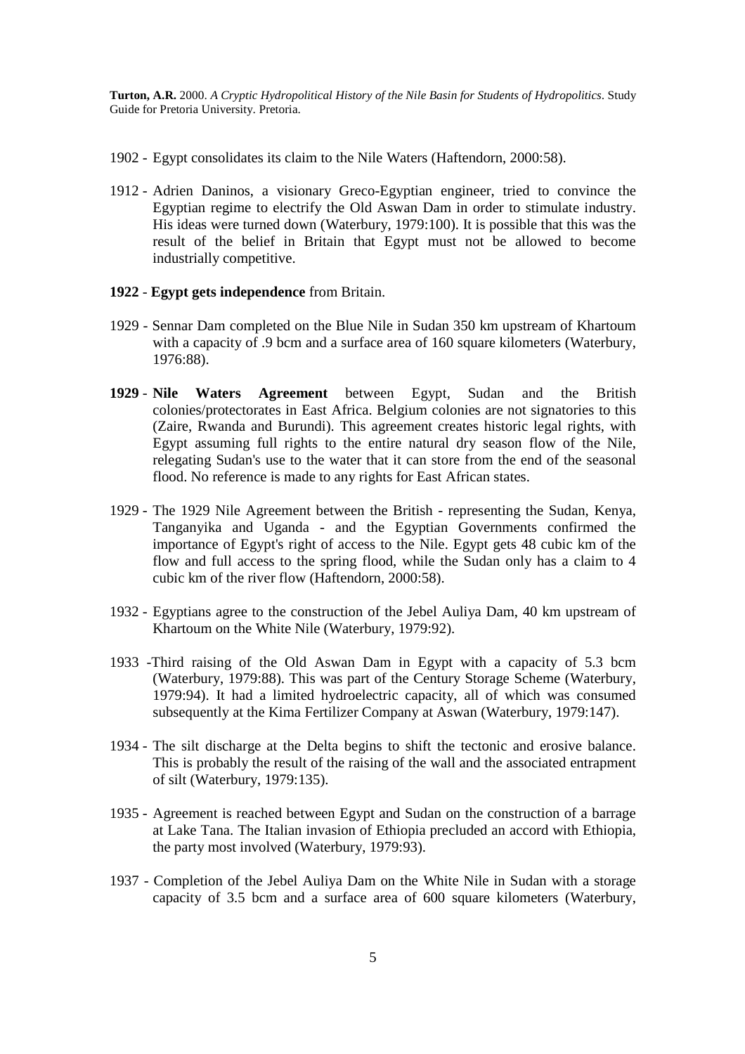1902 - Egypt consolidates its claim to the Nile Waters (Haftendorn, 2000:58).

1912 - Adrien Daninos, a visionary Greco-Egyptian engineer, tried to convince the Egyptian regime to electrify the Old Aswan Dam in order to stimulate industry. His ideas were turned down (Waterbury, 1979:100). It is possible that this was the result of the belief in Britain that Egypt must not be allowed to become industrially competitive.

**1922** - **Egypt gets independence** from Britain.

1929 - Sennar Dam completed on the Blue Nile in Sudan 350 km upstream of Khartoum with a capacity of .9 bcm and a surface area of 160 square kilometers (Waterbury, 1976:88).

**1929** - **Nile Waters Agreement** between Egypt, Sudan and the British colonies/protectorates in East Africa. Belgium colonies are not signatories to this (Zaire, Rwanda and Burundi). This agreement creates historic legal rights, with Egypt assuming full rights to the entire natural dry season flow of the Nile, relegating Sudan's use to the water that it can store from the end of the seasonal flood. No reference is made to any rights for East African states.

1929 - The 1929 Nile Agreement between the British - representing the Sudan, Kenya, Tanganyika and Uganda - and the Egyptian Governments confirmed the importance of Egypt's right of access to the Nile. Egypt gets 48 cubic km of the flow and full access to the spring flood, while the Sudan only has a claim to 4 cubic km of the river flow (Haftendorn, 2000:58).

1932 - Egyptians agree to the construction of the Jebel Auliya Dam, 40 km upstream of Khartoum on the White Nile (Waterbury, 1979:92).

1933 -Third raising of the Old Aswan Dam in Egypt with a capacity of 5.3 bcm (Waterbury, 1979:88). This was part of the Century Storage Scheme (Waterbury, 1979:94). It had a limited hydroelectric capacity, all of which was consumed subsequently at the Kima Fertilizer Company at Aswan (Waterbury, 1979:147).

1934 - The silt discharge at the Delta begins to shift the tectonic and erosive balance. This is probably the result of the raising of the wall and the associated entrapment of silt (Waterbury, 1979:135).

1935 - Agreement is reached between Egypt and Sudan on the construction of a barrage at Lake Tana. The Italian invasion of Ethiopia precluded an accord with Ethiopia, the party most involved (Waterbury, 1979:93).

1937 - Completion of the Jebel Auliya Dam on the White Nile in Sudan with a storage capacity of 3.5 bcm and a surface area of 600 square kilometers (Waterbury,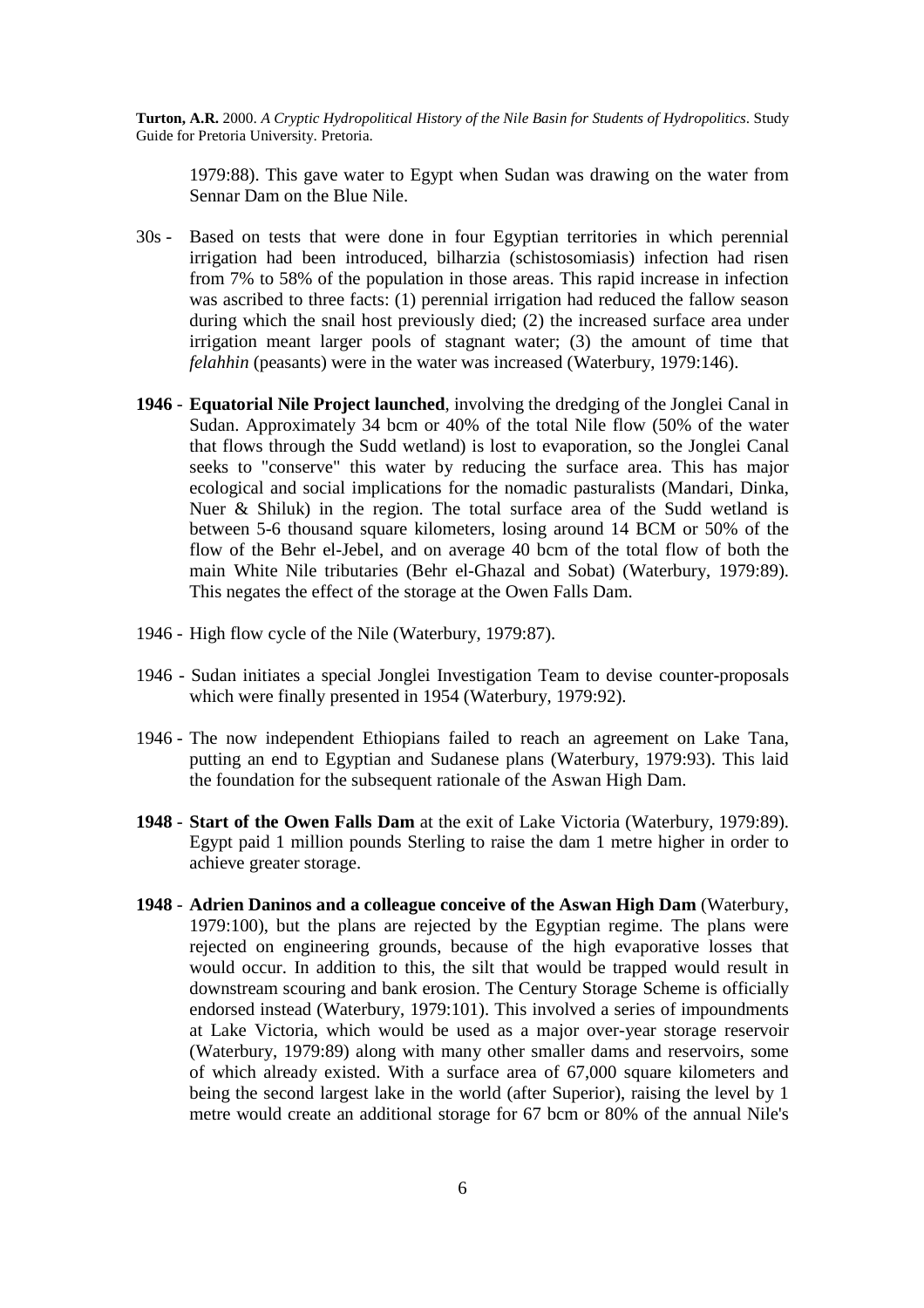1979:88). This gave water to Egypt when Sudan was drawing on the water from Sennar Dam on the Blue Nile.

30s - Based on tests that were done in four Egyptian territories in which perennial irrigation had been introduced, bilharzia (schistosomiasis) infection had risen from 7% to 58% of the population in those areas. This rapid increase in infection was ascribed to three facts: (1) perennial irrigation had reduced the fallow season during which the snail host previously died; (2) the increased surface area under irrigation meant larger pools of stagnant water; (3) the amount of time that *felahhin* (peasants) were in the water was increased (Waterbury, 1979:146).

**1946** - **Equatorial Nile Project launched**, involving the dredging of the Jonglei Canal in Sudan. Approximately 34 bcm or 40% of the total Nile flow (50% of the water that flows through the Sudd wetland) is lost to evaporation, so the Jonglei Canal seeks to "conserve" this water by reducing the surface area. This has major ecological and social implications for the nomadic pasturalists (Mandari, Dinka, Nuer & Shiluk) in the region. The total surface area of the Sudd wetland is between 5-6 thousand square kilometers, losing around 14 BCM or 50% of the flow of the Behr el-Jebel, and on average 40 bcm of the total flow of both the main White Nile tributaries (Behr el-Ghazal and Sobat) (Waterbury, 1979:89). This negates the effect of the storage at the Owen Falls Dam.

1946 - High flow cycle of the Nile (Waterbury, 1979:87).

1946 - Sudan initiates a special Jonglei Investigation Team to devise counter-proposals which were finally presented in 1954 (Waterbury, 1979:92).

1946 - The now independent Ethiopians failed to reach an agreement on Lake Tana, putting an end to Egyptian and Sudanese plans (Waterbury, 1979:93). This laid the foundation for the subsequent rationale of the Aswan High Dam.

**1948** - **Start of the Owen Falls Dam** at the exit of Lake Victoria (Waterbury, 1979:89). Egypt paid 1 million pounds Sterling to raise the dam 1 metre higher in order to achieve greater storage.

**1948** - **Adrien Daninos and a colleague conceive of the Aswan High Dam** (Waterbury, 1979:100), but the plans are rejected by the Egyptian regime. The plans were rejected on engineering grounds, because of the high evaporative losses that would occur. In addition to this, the silt that would be trapped would result in downstream scouring and bank erosion. The Century Storage Scheme is officially endorsed instead (Waterbury, 1979:101). This involved a series of impoundments at Lake Victoria, which would be used as a major over-year storage reservoir (Waterbury, 1979:89) along with many other smaller dams and reservoirs, some of which already existed. With a surface area of 67,000 square kilometers and being the second largest lake in the world (after Superior), raising the level by 1 metre would create an additional storage for 67 bcm or 80% of the annual Nile's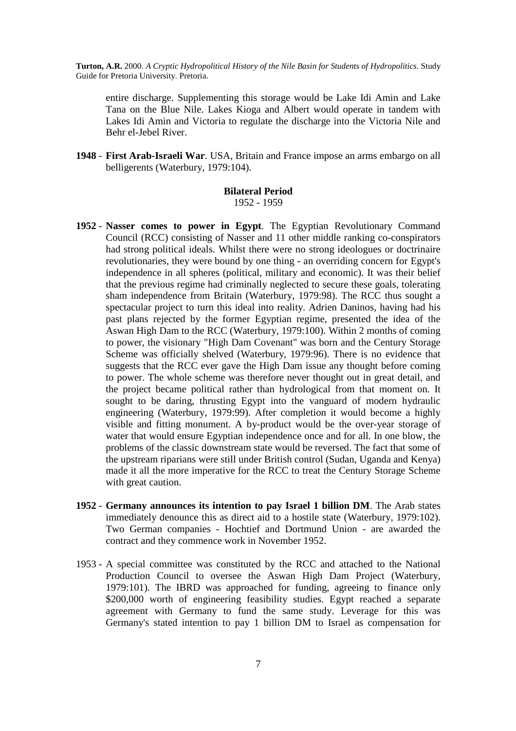entire discharge. Supplementing this storage would be Lake Idi Amin and Lake Tana on the Blue Nile. Lakes Kioga and Albert would operate in tandem with Lakes Idi Amin and Victoria to regulate the discharge into the Victoria Nile and Behr el-Jebel River.

**1948** - **First Arab-Israeli War**. USA, Britain and France impose an arms embargo on all belligerents (Waterbury, 1979:104).

**Bilateral Period**
1952 - 1959

**1952** - **Nasser comes to power in Egypt**. The Egyptian Revolutionary Command Council (RCC) consisting of Nasser and 11 other middle ranking co-conspirators had strong political ideals. Whilst there were no strong ideologues or doctrinaire revolutionaries, they were bound by one thing - an overriding concern for Egypt's independence in all spheres (political, military and economic). It was their belief that the previous regime had criminally neglected to secure these goals, tolerating sham independence from Britain (Waterbury, 1979:98). The RCC thus sought a spectacular project to turn this ideal into reality. Adrien Daninos, having had his past plans rejected by the former Egyptian regime, presented the idea of the Aswan High Dam to the RCC (Waterbury, 1979:100). Within 2 months of coming to power, the visionary "High Dam Covenant" was born and the Century Storage Scheme was officially shelved (Waterbury, 1979:96). There is no evidence that suggests that the RCC ever gave the High Dam issue any thought before coming to power. The whole scheme was therefore never thought out in great detail, and the project became political rather than hydrological from that moment on. It sought to be daring, thrusting Egypt into the vanguard of modern hydraulic engineering (Waterbury, 1979:99). After completion it would become a highly visible and fitting monument. A by-product would be the over-year storage of water that would ensure Egyptian independence once and for all. In one blow, the problems of the classic downstream state would be reversed. The fact that some of the upstream riparians were still under British control (Sudan, Uganda and Kenya) made it all the more imperative for the RCC to treat the Century Storage Scheme with great caution.

**1952** - **Germany announces its intention to pay Israel 1 billion DM**. The Arab states immediately denounce this as direct aid to a hostile state (Waterbury, 1979:102). Two German companies - Hochtief and Dortmund Union - are awarded the contract and they commence work in November 1952.

1953 - A special committee was constituted by the RCC and attached to the National Production Council to oversee the Aswan High Dam Project (Waterbury, 1979:101). The IBRD was approached for funding, agreeing to finance only \$200,000 worth of engineering feasibility studies. Egypt reached a separate agreement with Germany to fund the same study. Leverage for this was Germany's stated intention to pay 1 billion DM to Israel as compensation for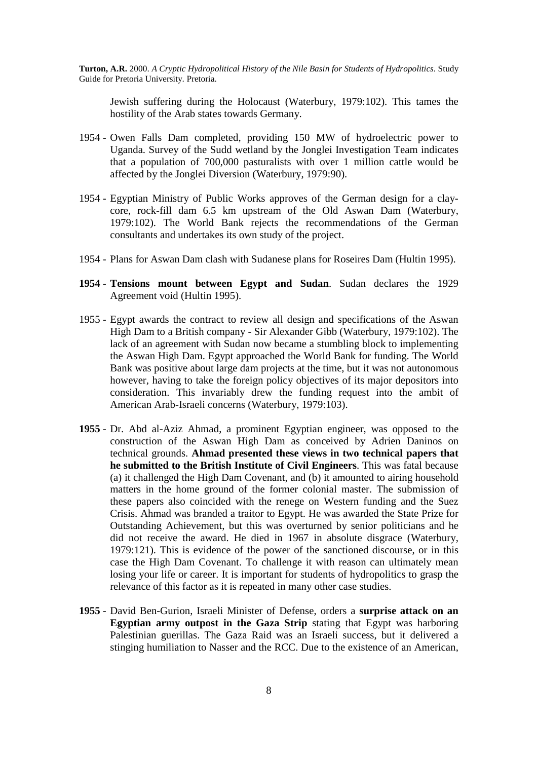Jewish suffering during the Holocaust (Waterbury, 1979:102). This tames the hostility of the Arab states towards Germany.

1954 - Owen Falls Dam completed, providing 150 MW of hydroelectric power to Uganda. Survey of the Sudd wetland by the Jonglei Investigation Team indicates that a population of 700,000 pasturalists with over 1 million cattle would be affected by the Jonglei Diversion (Waterbury, 1979:90).

1954 - Egyptian Ministry of Public Works approves of the German design for a clay-core, rock-fill dam 6.5 km upstream of the Old Aswan Dam (Waterbury, 1979:102). The World Bank rejects the recommendations of the German consultants and undertakes its own study of the project.

1954 - Plans for Aswan Dam clash with Sudanese plans for Roseires Dam (Hultin 1995).

**1954** - **Tensions mount between Egypt and Sudan**. Sudan declares the 1929 Agreement void (Hultin 1995).

1955 - Egypt awards the contract to review all design and specifications of the Aswan High Dam to a British company - Sir Alexander Gibb (Waterbury, 1979:102). The lack of an agreement with Sudan now became a stumbling block to implementing the Aswan High Dam. Egypt approached the World Bank for funding. The World Bank was positive about large dam projects at the time, but it was not autonomous however, having to take the foreign policy objectives of its major depositors into consideration. This invariably drew the funding request into the ambit of American Arab-Israeli concerns (Waterbury, 1979:103).

**1955** - Dr. Abd al-Aziz Ahmad, a prominent Egyptian engineer, was opposed to the construction of the Aswan High Dam as conceived by Adrien Daninos on technical grounds. **Ahmad presented these views in two technical papers that he submitted to the British Institute of Civil Engineers**. This was fatal because (a) it challenged the High Dam Covenant, and (b) it amounted to airing household matters in the home ground of the former colonial master. The submission of these papers also coincided with the renege on Western funding and the Suez Crisis. Ahmad was branded a traitor to Egypt. He was awarded the State Prize for Outstanding Achievement, but this was overturned by senior politicians and he did not receive the award. He died in 1967 in absolute disgrace (Waterbury, 1979:121). This is evidence of the power of the sanctioned discourse, or in this case the High Dam Covenant. To challenge it with reason can ultimately mean losing your life or career. It is important for students of hydropolitics to grasp the relevance of this factor as it is repeated in many other case studies.

**1955** - David Ben-Gurion, Israeli Minister of Defense, orders a **surprise attack on an Egyptian army outpost in the Gaza Strip** stating that Egypt was harboring Palestinian guerillas. The Gaza Raid was an Israeli success, but it delivered a stinging humiliation to Nasser and the RCC. Due to the existence of an American,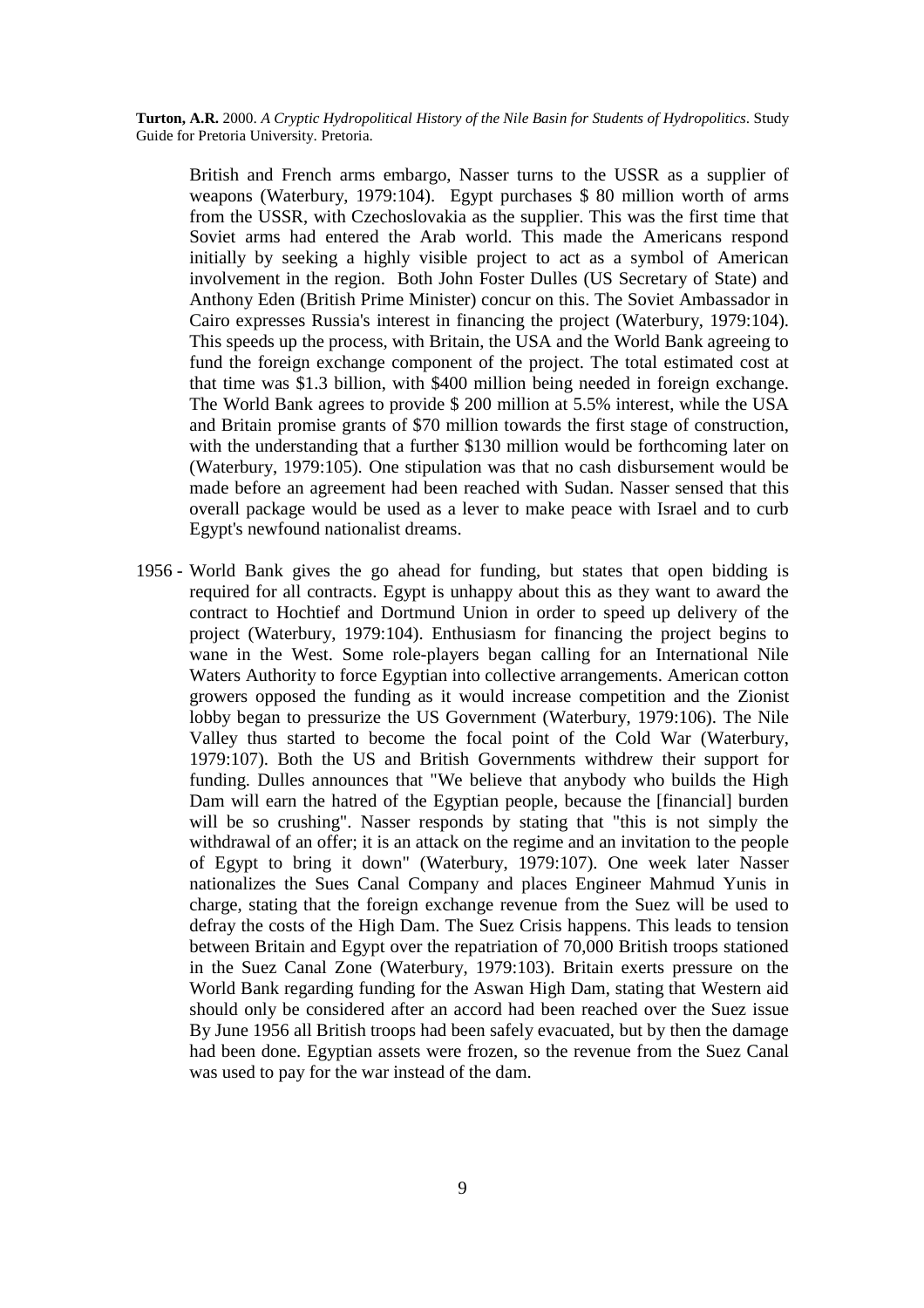British and French arms embargo, Nasser turns to the USSR as a supplier of weapons (Waterbury, 1979:104). Egypt purchases $ 80 million worth of arms from the USSR, with Czechoslovakia as the supplier. This was the first time that Soviet arms had entered the Arab world. This made the Americans respond initially by seeking a highly visible project to act as a symbol of American involvement in the region. Both John Foster Dulles (US Secretary of State) and Anthony Eden (British Prime Minister) concur on this. The Soviet Ambassador in Cairo expresses Russia's interest in financing the project (Waterbury, 1979:104). This speeds up the process, with Britain, the USA and the World Bank agreeing to fund the foreign exchange component of the project. The total estimated cost at that time was $1.3 billion, with $400 million being needed in foreign exchange. The World Bank agrees to provide $ 200 million at 5.5% interest, while the USA and Britain promise grants of $70 million towards the first stage of construction, with the understanding that a further $130 million would be forthcoming later on (Waterbury, 1979:105). One stipulation was that no cash disbursement would be made before an agreement had been reached with Sudan. Nasser sensed that this overall package would be used as a lever to make peace with Israel and to curb Egypt's newfound nationalist dreams.

1956 - World Bank gives the go ahead for funding, but states that open bidding is required for all contracts. Egypt is unhappy about this as they want to award the contract to Hochtief and Dortmund Union in order to speed up delivery of the project (Waterbury, 1979:104). Enthusiasm for financing the project begins to wane in the West. Some role-players began calling for an International Nile Waters Authority to force Egyptian into collective arrangements. American cotton growers opposed the funding as it would increase competition and the Zionist lobby began to pressurize the US Government (Waterbury, 1979:106). The Nile Valley thus started to become the focal point of the Cold War (Waterbury, 1979:107). Both the US and British Governments withdrew their support for funding. Dulles announces that "We believe that anybody who builds the High Dam will earn the hatred of the Egyptian people, because the [financial] burden will be so crushing". Nasser responds by stating that "this is not simply the withdrawal of an offer; it is an attack on the regime and an invitation to the people of Egypt to bring it down" (Waterbury, 1979:107). One week later Nasser nationalizes the Sues Canal Company and places Engineer Mahmud Yunis in charge, stating that the foreign exchange revenue from the Suez will be used to defray the costs of the High Dam. The Suez Crisis happens. This leads to tension between Britain and Egypt over the repatriation of 70,000 British troops stationed in the Suez Canal Zone (Waterbury, 1979:103). Britain exerts pressure on the World Bank regarding funding for the Aswan High Dam, stating that Western aid should only be considered after an accord had been reached over the Suez issue By June 1956 all British troops had been safely evacuated, but by then the damage had been done. Egyptian assets were frozen, so the revenue from the Suez Canal was used to pay for the war instead of the dam.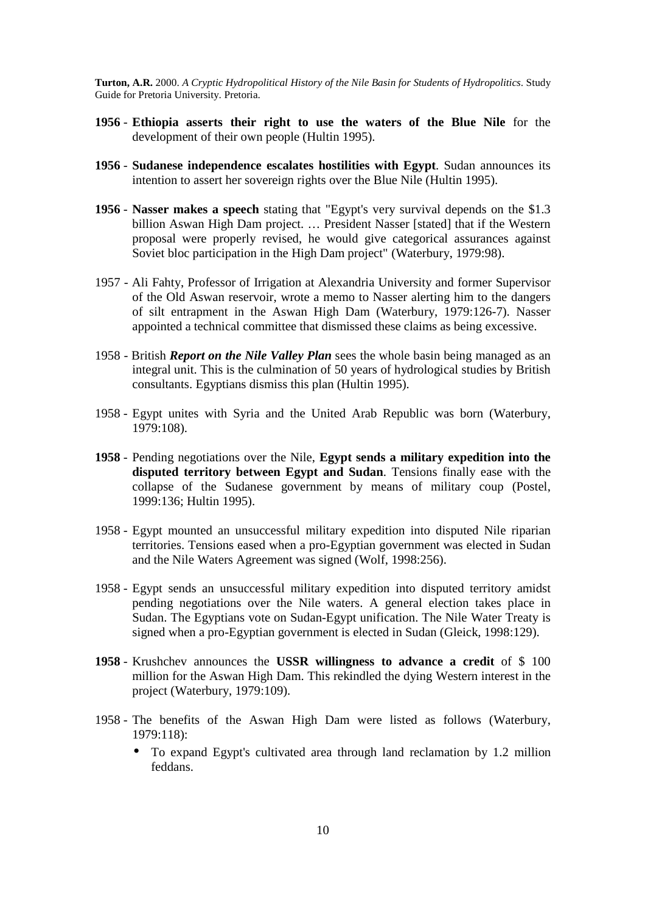**Turton, A.R.** 2000. *A Cryptic Hydropolitical History of the Nile Basin for Students of Hydropolitics*. Study Guide for Pretoria University. Pretoria.

**1956** - **Ethiopia asserts their right to use the waters of the Blue Nile** for the development of their own people (Hultin 1995).

**1956** - **Sudanese independence escalates hostilities with Egypt**. Sudan announces its intention to assert her sovereign rights over the Blue Nile (Hultin 1995).

**1956** - **Nasser makes a speech** stating that "Egypt's very survival depends on the $1.3 billion Aswan High Dam project. … President Nasser [stated] that if the Western proposal were properly revised, he would give categorical assurances against Soviet bloc participation in the High Dam project" (Waterbury, 1979:98).

1957 - Ali Fahty, Professor of Irrigation at Alexandria University and former Supervisor of the Old Aswan reservoir, wrote a memo to Nasser alerting him to the dangers of silt entrapment in the Aswan High Dam (Waterbury, 1979:126-7). Nasser appointed a technical committee that dismissed these claims as being excessive.

1958 - British ***Report on the Nile Valley Plan*** sees the whole basin being managed as an integral unit. This is the culmination of 50 years of hydrological studies by British consultants. Egyptians dismiss this plan (Hultin 1995).

1958 - Egypt unites with Syria and the United Arab Republic was born (Waterbury, 1979:108).

**1958** - Pending negotiations over the Nile, **Egypt sends a military expedition into the disputed territory between Egypt and Sudan**. Tensions finally ease with the collapse of the Sudanese government by means of military coup (Postel, 1999:136; Hultin 1995).

1958 - Egypt mounted an unsuccessful military expedition into disputed Nile riparian territories. Tensions eased when a pro-Egyptian government was elected in Sudan and the Nile Waters Agreement was signed (Wolf, 1998:256).

1958 - Egypt sends an unsuccessful military expedition into disputed territory amidst pending negotiations over the Nile waters. A general election takes place in Sudan. The Egyptians vote on Sudan-Egypt unification. The Nile Water Treaty is signed when a pro-Egyptian government is elected in Sudan (Gleick, 1998:129).

**1958** - Krushchev announces the **USSR willingness to advance a credit** of $ 100 million for the Aswan High Dam. This rekindled the dying Western interest in the project (Waterbury, 1979:109).

1958 - The benefits of the Aswan High Dam were listed as follows (Waterbury, 1979:118):

- To expand Egypt's cultivated area through land reclamation by 1.2 million feddans.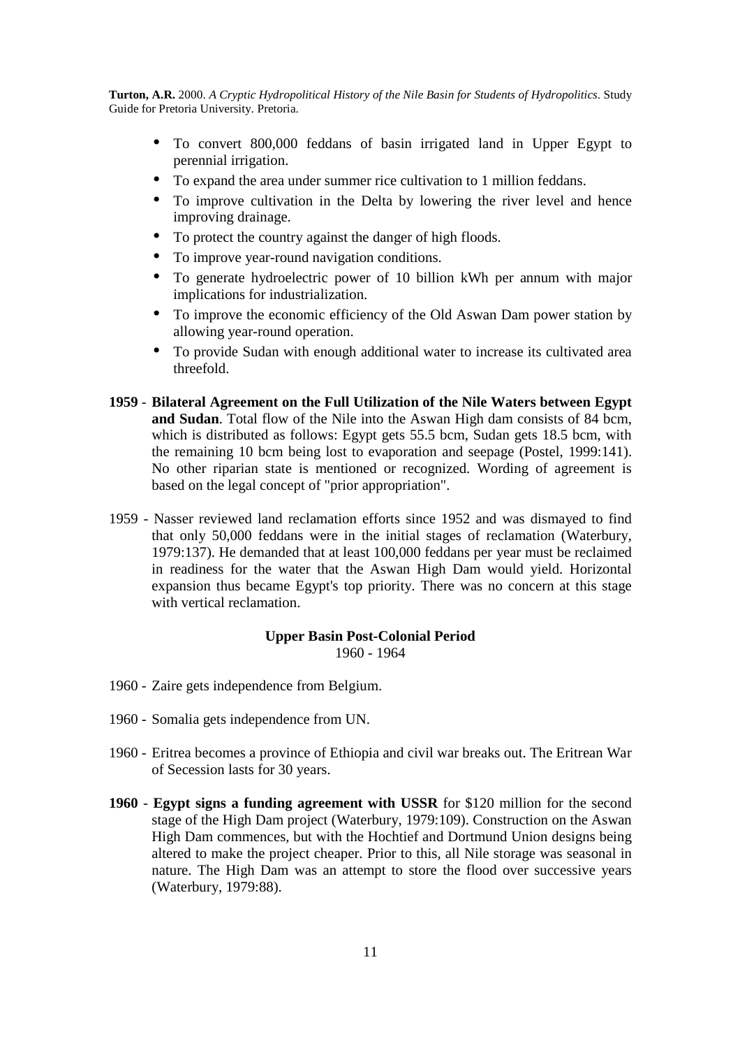- To convert 800,000 feddans of basin irrigated land in Upper Egypt to perennial irrigation.
- To expand the area under summer rice cultivation to 1 million feddans.
- To improve cultivation in the Delta by lowering the river level and hence improving drainage.
- To protect the country against the danger of high floods.
- To improve year-round navigation conditions.
- To generate hydroelectric power of 10 billion kWh per annum with major implications for industrialization.
- To improve the economic efficiency of the Old Aswan Dam power station by allowing year-round operation.
- To provide Sudan with enough additional water to increase its cultivated area threefold.

**1959** - **Bilateral Agreement on the Full Utilization of the Nile Waters between Egypt and Sudan**. Total flow of the Nile into the Aswan High dam consists of 84 bcm, which is distributed as follows: Egypt gets 55.5 bcm, Sudan gets 18.5 bcm, with the remaining 10 bcm being lost to evaporation and seepage (Postel, 1999:141). No other riparian state is mentioned or recognized. Wording of agreement is based on the legal concept of "prior appropriation".

1959 - Nasser reviewed land reclamation efforts since 1952 and was dismayed to find that only 50,000 feddans were in the initial stages of reclamation (Waterbury, 1979:137). He demanded that at least 100,000 feddans per year must be reclaimed in readiness for the water that the Aswan High Dam would yield. Horizontal expansion thus became Egypt's top priority. There was no concern at this stage with vertical reclamation.

**Upper Basin Post-Colonial Period**
1960 - 1964

1960 - Zaire gets independence from Belgium.

1960 - Somalia gets independence from UN.

1960 - Eritrea becomes a province of Ethiopia and civil war breaks out. The Eritrean War of Secession lasts for 30 years.

**1960** - **Egypt signs a funding agreement with USSR** for $120 million for the second stage of the High Dam project (Waterbury, 1979:109). Construction on the Aswan High Dam commences, but with the Hochtief and Dortmund Union designs being altered to make the project cheaper. Prior to this, all Nile storage was seasonal in nature. The High Dam was an attempt to store the flood over successive years (Waterbury, 1979:88).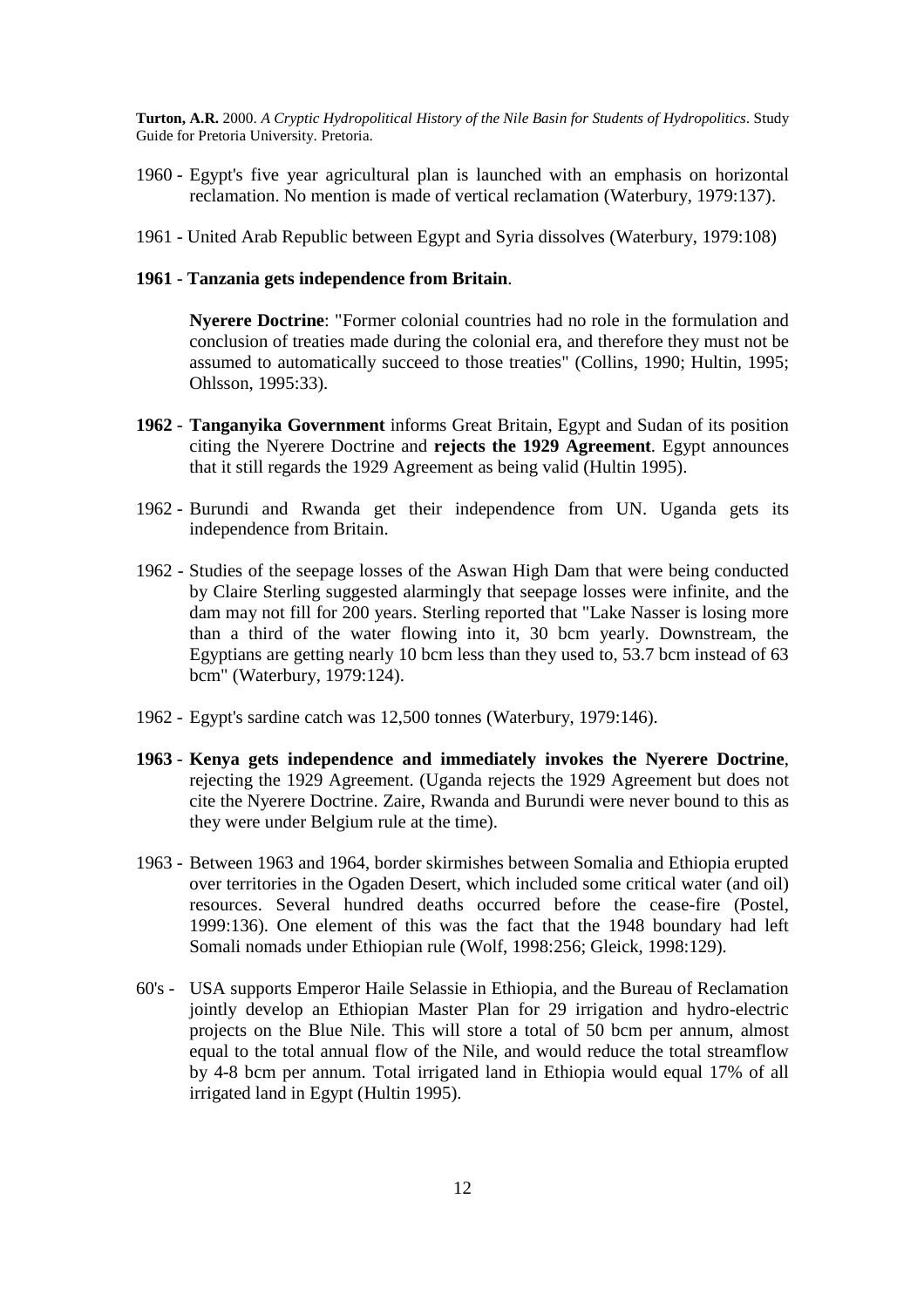1960 - Egypt's five year agricultural plan is launched with an emphasis on horizontal reclamation. No mention is made of vertical reclamation (Waterbury, 1979:137).

1961 - United Arab Republic between Egypt and Syria dissolves (Waterbury, 1979:108)

**1961** - **Tanzania gets independence from Britain**.

**Nyerere Doctrine**: "Former colonial countries had no role in the formulation and conclusion of treaties made during the colonial era, and therefore they must not be assumed to automatically succeed to those treaties" (Collins, 1990; Hultin, 1995; Ohlsson, 1995:33).

**1962** - **Tanganyika Government** informs Great Britain, Egypt and Sudan of its position citing the Nyerere Doctrine and **rejects the 1929 Agreement**. Egypt announces that it still regards the 1929 Agreement as being valid (Hultin 1995).

1962 - Burundi and Rwanda get their independence from UN. Uganda gets its independence from Britain.

1962 - Studies of the seepage losses of the Aswan High Dam that were being conducted by Claire Sterling suggested alarmingly that seepage losses were infinite, and the dam may not fill for 200 years. Sterling reported that "Lake Nasser is losing more than a third of the water flowing into it, 30 bcm yearly. Downstream, the Egyptians are getting nearly 10 bcm less than they used to, 53.7 bcm instead of 63 bcm" (Waterbury, 1979:124).

1962 - Egypt's sardine catch was 12,500 tonnes (Waterbury, 1979:146).

**1963** - **Kenya gets independence and immediately invokes the Nyerere Doctrine**, rejecting the 1929 Agreement. (Uganda rejects the 1929 Agreement but does not cite the Nyerere Doctrine. Zaire, Rwanda and Burundi were never bound to this as they were under Belgium rule at the time).

1963 - Between 1963 and 1964, border skirmishes between Somalia and Ethiopia erupted over territories in the Ogaden Desert, which included some critical water (and oil) resources. Several hundred deaths occurred before the cease-fire (Postel, 1999:136). One element of this was the fact that the 1948 boundary had left Somali nomads under Ethiopian rule (Wolf, 1998:256; Gleick, 1998:129).

60's - USA supports Emperor Haile Selassie in Ethiopia, and the Bureau of Reclamation jointly develop an Ethiopian Master Plan for 29 irrigation and hydro-electric projects on the Blue Nile. This will store a total of 50 bcm per annum, almost equal to the total annual flow of the Nile, and would reduce the total streamflow by 4-8 bcm per annum. Total irrigated land in Ethiopia would equal 17% of all irrigated land in Egypt (Hultin 1995).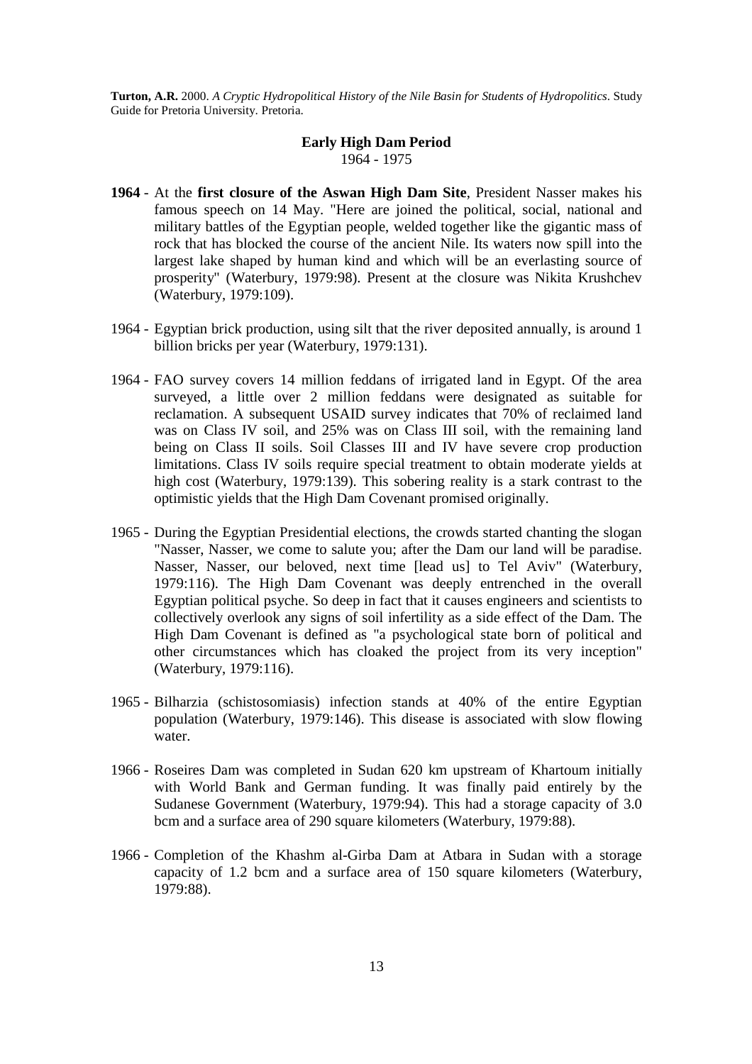## Early High Dam Period
1964 - 1975

**1964** - At the **first closure of the Aswan High Dam Site**, President Nasser makes his famous speech on 14 May. "Here are joined the political, social, national and military battles of the Egyptian people, welded together like the gigantic mass of rock that has blocked the course of the ancient Nile. Its waters now spill into the largest lake shaped by human kind and which will be an everlasting source of prosperity" (Waterbury, 1979:98). Present at the closure was Nikita Krushchev (Waterbury, 1979:109).

1964 - Egyptian brick production, using silt that the river deposited annually, is around 1 billion bricks per year (Waterbury, 1979:131).

1964 - FAO survey covers 14 million feddans of irrigated land in Egypt. Of the area surveyed, a little over 2 million feddans were designated as suitable for reclamation. A subsequent USAID survey indicates that 70% of reclaimed land was on Class IV soil, and 25% was on Class III soil, with the remaining land being on Class II soils. Soil Classes III and IV have severe crop production limitations. Class IV soils require special treatment to obtain moderate yields at high cost (Waterbury, 1979:139). This sobering reality is a stark contrast to the optimistic yields that the High Dam Covenant promised originally.

1965 - During the Egyptian Presidential elections, the crowds started chanting the slogan "Nasser, Nasser, we come to salute you; after the Dam our land will be paradise. Nasser, Nasser, our beloved, next time [lead us] to Tel Aviv" (Waterbury, 1979:116). The High Dam Covenant was deeply entrenched in the overall Egyptian political psyche. So deep in fact that it causes engineers and scientists to collectively overlook any signs of soil infertility as a side effect of the Dam. The High Dam Covenant is defined as "a psychological state born of political and other circumstances which has cloaked the project from its very inception" (Waterbury, 1979:116).

1965 - Bilharzia (schistosomiasis) infection stands at 40% of the entire Egyptian population (Waterbury, 1979:146). This disease is associated with slow flowing water.

1966 - Roseires Dam was completed in Sudan 620 km upstream of Khartoum initially with World Bank and German funding. It was finally paid entirely by the Sudanese Government (Waterbury, 1979:94). This had a storage capacity of 3.0 bcm and a surface area of 290 square kilometers (Waterbury, 1979:88).

1966 - Completion of the Khashm al-Girba Dam at Atbara in Sudan with a storage capacity of 1.2 bcm and a surface area of 150 square kilometers (Waterbury, 1979:88).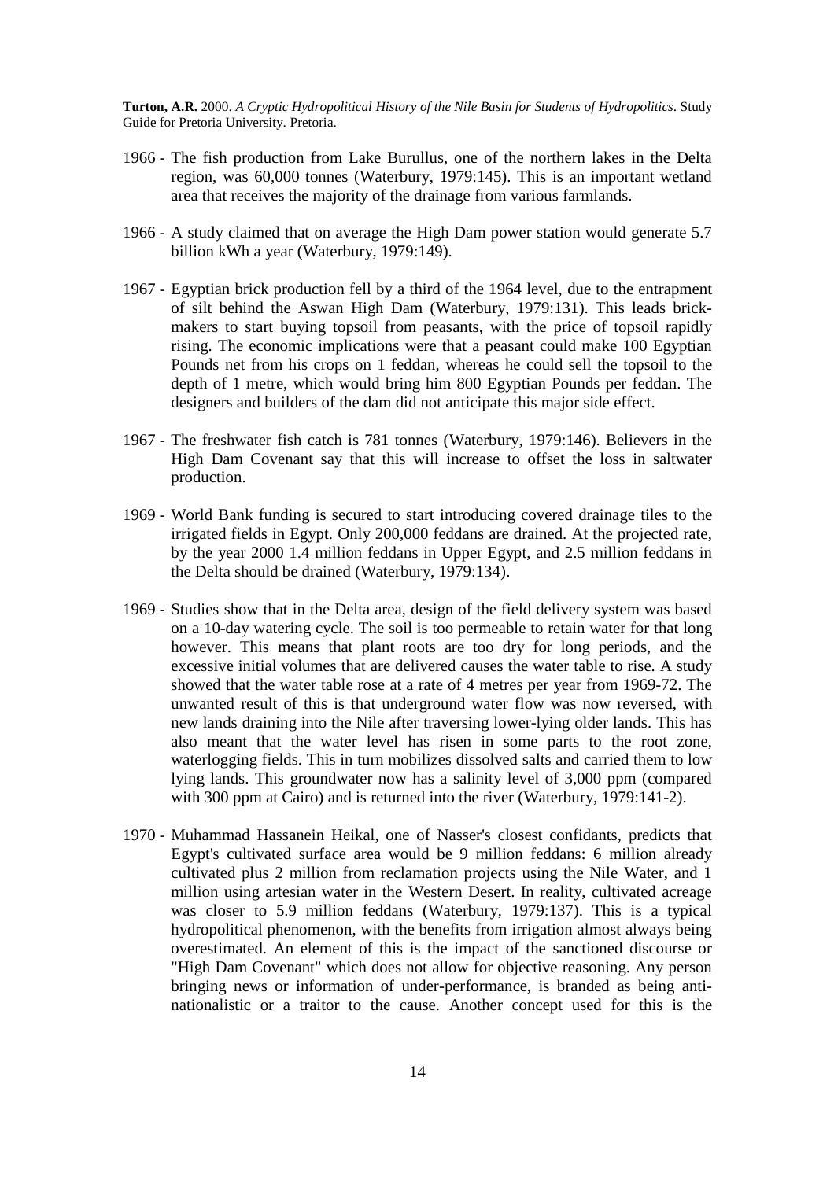- 1966 - The fish production from Lake Burullus, one of the northern lakes in the Delta region, was 60,000 tonnes (Waterbury, 1979:145). This is an important wetland area that receives the majority of the drainage from various farmlands.

- 1966 - A study claimed that on average the High Dam power station would generate 5.7 billion kWh a year (Waterbury, 1979:149).

- 1967 - Egyptian brick production fell by a third of the 1964 level, due to the entrapment of silt behind the Aswan High Dam (Waterbury, 1979:131). This leads brick-makers to start buying topsoil from peasants, with the price of topsoil rapidly rising. The economic implications were that a peasant could make 100 Egyptian Pounds net from his crops on 1 feddan, whereas he could sell the topsoil to the depth of 1 metre, which would bring him 800 Egyptian Pounds per feddan. The designers and builders of the dam did not anticipate this major side effect.

- 1967 - The freshwater fish catch is 781 tonnes (Waterbury, 1979:146). Believers in the High Dam Covenant say that this will increase to offset the loss in saltwater production.

- 1969 - World Bank funding is secured to start introducing covered drainage tiles to the irrigated fields in Egypt. Only 200,000 feddans are drained. At the projected rate, by the year 2000 1.4 million feddans in Upper Egypt, and 2.5 million feddans in the Delta should be drained (Waterbury, 1979:134).

- 1969 - Studies show that in the Delta area, design of the field delivery system was based on a 10-day watering cycle. The soil is too permeable to retain water for that long however. This means that plant roots are too dry for long periods, and the excessive initial volumes that are delivered causes the water table to rise. A study showed that the water table rose at a rate of 4 metres per year from 1969-72. The unwanted result of this is that underground water flow was now reversed, with new lands draining into the Nile after traversing lower-lying older lands. This has also meant that the water level has risen in some parts to the root zone, waterlogging fields. This in turn mobilizes dissolved salts and carried them to low lying lands. This groundwater now has a salinity level of 3,000 ppm (compared with 300 ppm at Cairo) and is returned into the river (Waterbury, 1979:141-2).

- 1970 - Muhammad Hassanein Heikal, one of Nasser's closest confidants, predicts that Egypt's cultivated surface area would be 9 million feddans: 6 million already cultivated plus 2 million from reclamation projects using the Nile Water, and 1 million using artesian water in the Western Desert. In reality, cultivated acreage was closer to 5.9 million feddans (Waterbury, 1979:137). This is a typical hydropolitical phenomenon, with the benefits from irrigation almost always being overestimated. An element of this is the impact of the sanctioned discourse or "High Dam Covenant" which does not allow for objective reasoning. Any person bringing news or information of under-performance, is branded as being anti-nationalistic or a traitor to the cause. Another concept used for this is the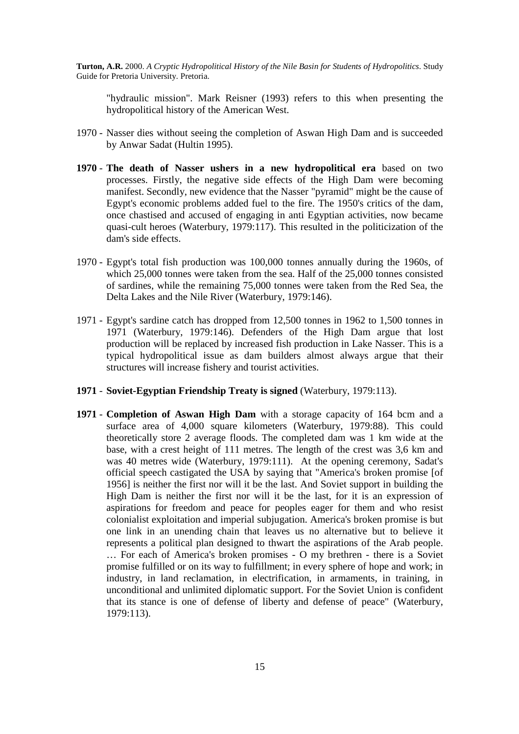"hydraulic mission". Mark Reisner (1993) refers to this when presenting the hydropolitical history of the American West.

1970 - Nasser dies without seeing the completion of Aswan High Dam and is succeeded by Anwar Sadat (Hultin 1995).

**1970** - **The death of Nasser ushers in a new hydropolitical era** based on two processes. Firstly, the negative side effects of the High Dam were becoming manifest. Secondly, new evidence that the Nasser "pyramid" might be the cause of Egypt's economic problems added fuel to the fire. The 1950's critics of the dam, once chastised and accused of engaging in anti Egyptian activities, now became quasi-cult heroes (Waterbury, 1979:117). This resulted in the politicization of the dam's side effects.

1970 - Egypt's total fish production was 100,000 tonnes annually during the 1960s, of which 25,000 tonnes were taken from the sea. Half of the 25,000 tonnes consisted of sardines, while the remaining 75,000 tonnes were taken from the Red Sea, the Delta Lakes and the Nile River (Waterbury, 1979:146).

1971 - Egypt's sardine catch has dropped from 12,500 tonnes in 1962 to 1,500 tonnes in 1971 (Waterbury, 1979:146). Defenders of the High Dam argue that lost production will be replaced by increased fish production in Lake Nasser. This is a typical hydropolitical issue as dam builders almost always argue that their structures will increase fishery and tourist activities.

**1971** - **Soviet-Egyptian Friendship Treaty is signed** (Waterbury, 1979:113).

**1971** - **Completion of Aswan High Dam** with a storage capacity of 164 bcm and a surface area of 4,000 square kilometers (Waterbury, 1979:88). This could theoretically store 2 average floods. The completed dam was 1 km wide at the base, with a crest height of 111 metres. The length of the crest was 3,6 km and was 40 metres wide (Waterbury, 1979:111). At the opening ceremony, Sadat's official speech castigated the USA by saying that "America's broken promise [of 1956] is neither the first nor will it be the last. And Soviet support in building the High Dam is neither the first nor will it be the last, for it is an expression of aspirations for freedom and peace for peoples eager for them and who resist colonialist exploitation and imperial subjugation. America's broken promise is but one link in an unending chain that leaves us no alternative but to believe it represents a political plan designed to thwart the aspirations of the Arab people. … For each of America's broken promises - O my brethren - there is a Soviet promise fulfilled or on its way to fulfillment; in every sphere of hope and work; in industry, in land reclamation, in electrification, in armaments, in training, in unconditional and unlimited diplomatic support. For the Soviet Union is confident that its stance is one of defense of liberty and defense of peace" (Waterbury, 1979:113).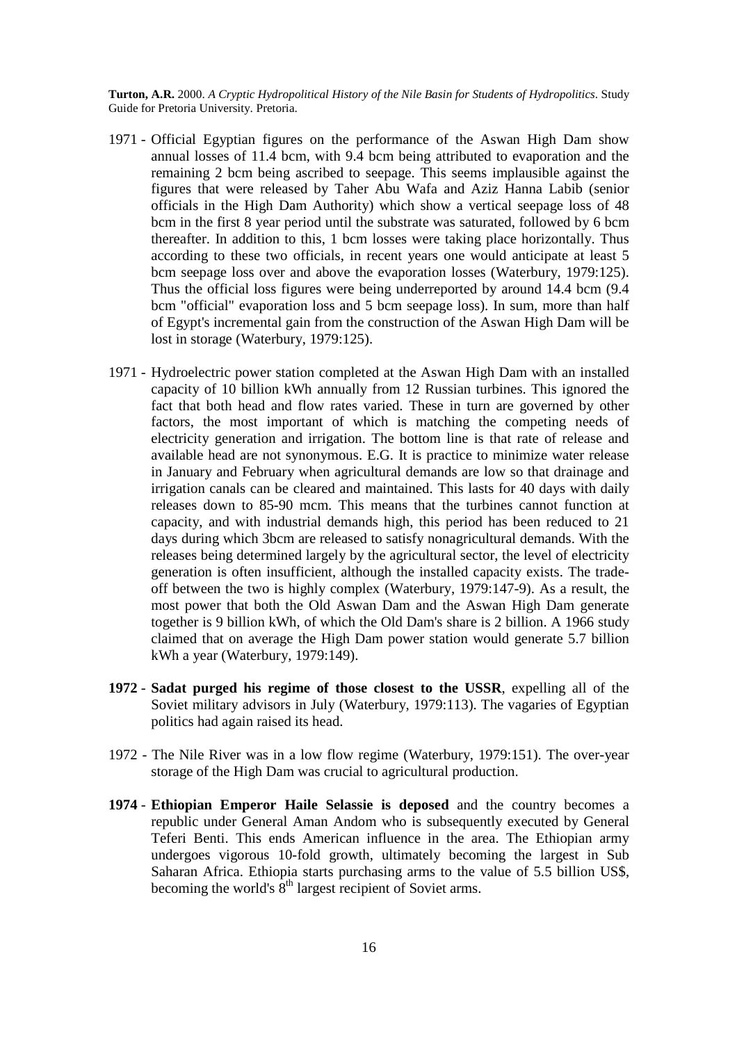- 1971 - Official Egyptian figures on the performance of the Aswan High Dam show annual losses of 11.4 bcm, with 9.4 bcm being attributed to evaporation and the remaining 2 bcm being ascribed to seepage. This seems implausible against the figures that were released by Taher Abu Wafa and Aziz Hanna Labib (senior officials in the High Dam Authority) which show a vertical seepage loss of 48 bcm in the first 8 year period until the substrate was saturated, followed by 6 bcm thereafter. In addition to this, 1 bcm losses were taking place horizontally. Thus according to these two officials, in recent years one would anticipate at least 5 bcm seepage loss over and above the evaporation losses (Waterbury, 1979:125). Thus the official loss figures were being underreported by around 14.4 bcm (9.4 bcm "official" evaporation loss and 5 bcm seepage loss). In sum, more than half of Egypt's incremental gain from the construction of the Aswan High Dam will be lost in storage (Waterbury, 1979:125).

- 1971 - Hydroelectric power station completed at the Aswan High Dam with an installed capacity of 10 billion kWh annually from 12 Russian turbines. This ignored the fact that both head and flow rates varied. These in turn are governed by other factors, the most important of which is matching the competing needs of electricity generation and irrigation. The bottom line is that rate of release and available head are not synonymous. E.G. It is practice to minimize water release in January and February when agricultural demands are low so that drainage and irrigation canals can be cleared and maintained. This lasts for 40 days with daily releases down to 85-90 mcm. This means that the turbines cannot function at capacity, and with industrial demands high, this period has been reduced to 21 days during which 3bcm are released to satisfy nonagricultural demands. With the releases being determined largely by the agricultural sector, the level of electricity generation is often insufficient, although the installed capacity exists. The trade-off between the two is highly complex (Waterbury, 1979:147-9). As a result, the most power that both the Old Aswan Dam and the Aswan High Dam generate together is 9 billion kWh, of which the Old Dam's share is 2 billion. A 1966 study claimed that on average the High Dam power station would generate 5.7 billion kWh a year (Waterbury, 1979:149).

- **1972** - **Sadat purged his regime of those closest to the USSR**, expelling all of the Soviet military advisors in July (Waterbury, 1979:113). The vagaries of Egyptian politics had again raised its head.

- 1972 - The Nile River was in a low flow regime (Waterbury, 1979:151). The over-year storage of the High Dam was crucial to agricultural production.

- **1974** - **Ethiopian Emperor Haile Selassie is deposed** and the country becomes a republic under General Aman Andom who is subsequently executed by General Teferi Benti. This ends American influence in the area. The Ethiopian army undergoes vigorous 10-fold growth, ultimately becoming the largest in Sub Saharan Africa. Ethiopia starts purchasing arms to the value of 5.5 billion US$, becoming the world's $8^{th}$ largest recipient of Soviet arms.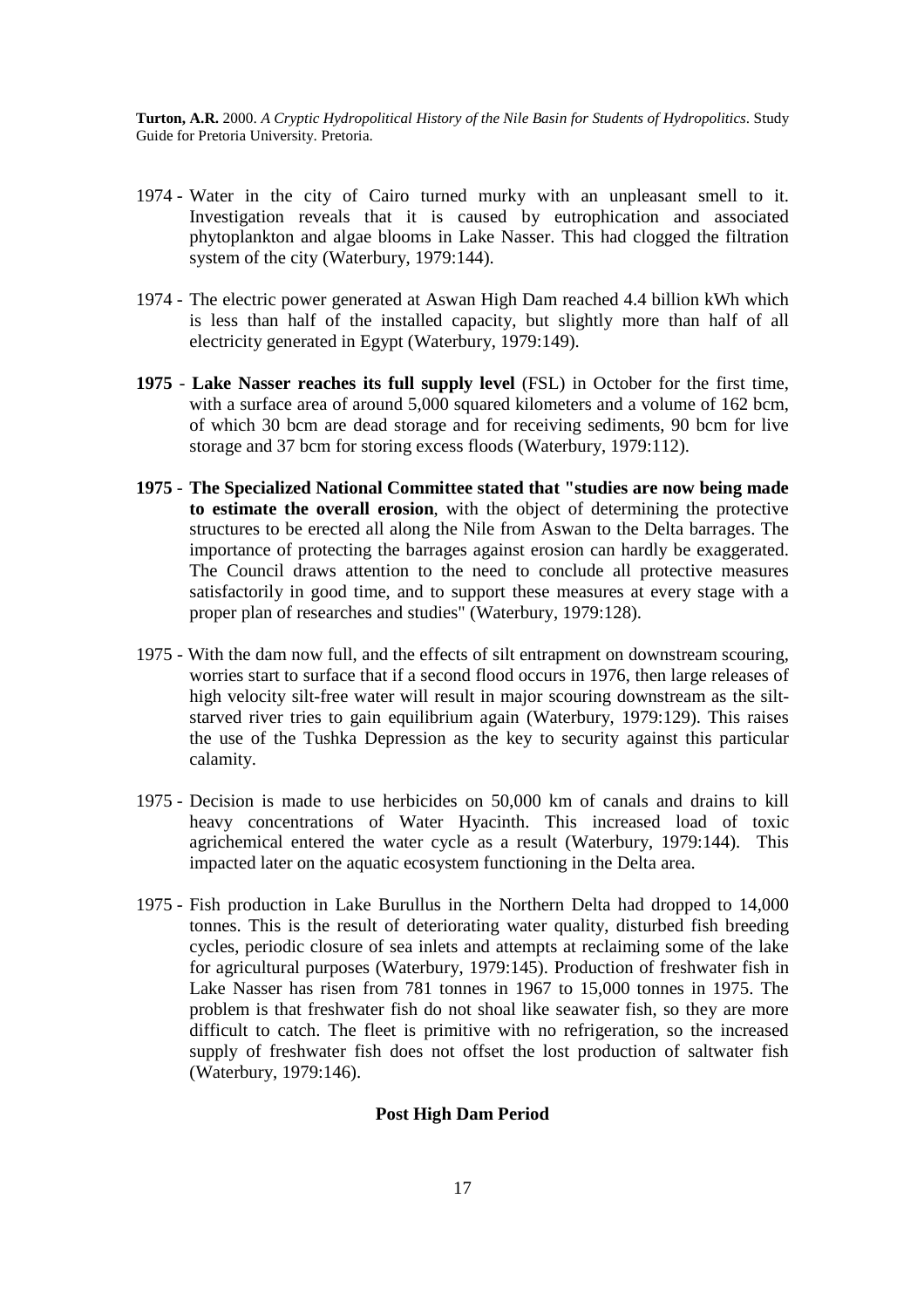- 1974 - Water in the city of Cairo turned murky with an unpleasant smell to it. Investigation reveals that it is caused by eutrophication and associated phytoplankton and algae blooms in Lake Nasser. This had clogged the filtration system of the city (Waterbury, 1979:144).

- 1974 - The electric power generated at Aswan High Dam reached 4.4 billion kWh which is less than half of the installed capacity, but slightly more than half of all electricity generated in Egypt (Waterbury, 1979:149).

- **1975** - **Lake Nasser reaches its full supply level** (FSL) in October for the first time, with a surface area of around 5,000 squared kilometers and a volume of 162 bcm, of which 30 bcm are dead storage and for receiving sediments, 90 bcm for live storage and 37 bcm for storing excess floods (Waterbury, 1979:112).

- **1975** - **The Specialized National Committee stated that "studies are now being made to estimate the overall erosion**, with the object of determining the protective structures to be erected all along the Nile from Aswan to the Delta barrages. The importance of protecting the barrages against erosion can hardly be exaggerated. The Council draws attention to the need to conclude all protective measures satisfactorily in good time, and to support these measures at every stage with a proper plan of researches and studies" (Waterbury, 1979:128).

- 1975 - With the dam now full, and the effects of silt entrapment on downstream scouring, worries start to surface that if a second flood occurs in 1976, then large releases of high velocity silt-free water will result in major scouring downstream as the silt-starved river tries to gain equilibrium again (Waterbury, 1979:129). This raises the use of the Tushka Depression as the key to security against this particular calamity.

- 1975 - Decision is made to use herbicides on 50,000 km of canals and drains to kill heavy concentrations of Water Hyacinth. This increased load of toxic agrichemical entered the water cycle as a result (Waterbury, 1979:144). This impacted later on the aquatic ecosystem functioning in the Delta area.

- 1975 - Fish production in Lake Burullus in the Northern Delta had dropped to 14,000 tonnes. This is the result of deteriorating water quality, disturbed fish breeding cycles, periodic closure of sea inlets and attempts at reclaiming some of the lake for agricultural purposes (Waterbury, 1979:145). Production of freshwater fish in Lake Nasser has risen from 781 tonnes in 1967 to 15,000 tonnes in 1975. The problem is that freshwater fish do not shoal like seawater fish, so they are more difficult to catch. The fleet is primitive with no refrigeration, so the increased supply of freshwater fish does not offset the lost production of saltwater fish (Waterbury, 1979:146).

## Post High Dam Period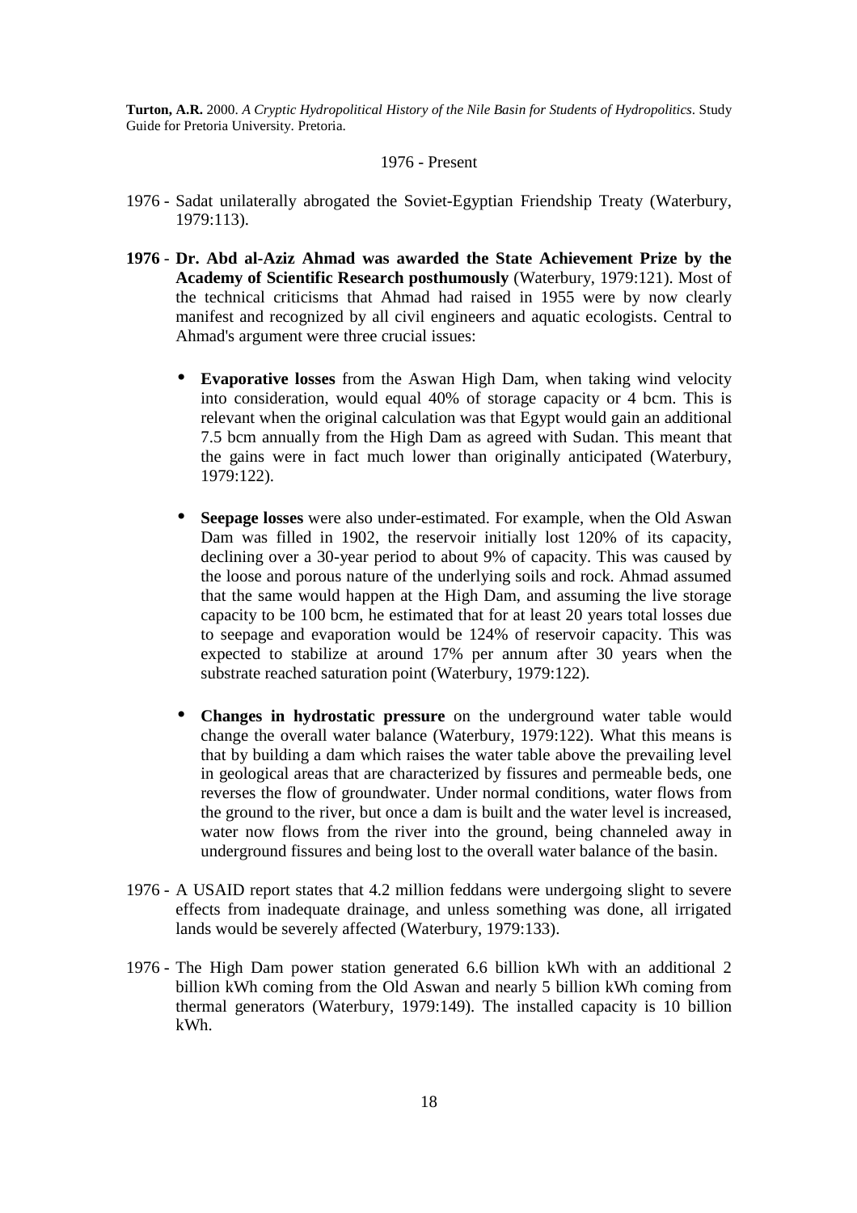1976 - Present

1976 - Sadat unilaterally abrogated the Soviet-Egyptian Friendship Treaty (Waterbury, 1979:113).

**1976 - Dr. Abd al-Aziz Ahmad was awarded the State Achievement Prize by the Academy of Scientific Research posthumously** (Waterbury, 1979:121). Most of the technical criticisms that Ahmad had raised in 1955 were by now clearly manifest and recognized by all civil engineers and aquatic ecologists. Central to Ahmad's argument were three crucial issues:

- **Evaporative losses** from the Aswan High Dam, when taking wind velocity into consideration, would equal 40% of storage capacity or 4 bcm. This is relevant when the original calculation was that Egypt would gain an additional 7.5 bcm annually from the High Dam as agreed with Sudan. This meant that the gains were in fact much lower than originally anticipated (Waterbury, 1979:122).

- **Seepage losses** were also under-estimated. For example, when the Old Aswan Dam was filled in 1902, the reservoir initially lost 120% of its capacity, declining over a 30-year period to about 9% of capacity. This was caused by the loose and porous nature of the underlying soils and rock. Ahmad assumed that the same would happen at the High Dam, and assuming the live storage capacity to be 100 bcm, he estimated that for at least 20 years total losses due to seepage and evaporation would be 124% of reservoir capacity. This was expected to stabilize at around 17% per annum after 30 years when the substrate reached saturation point (Waterbury, 1979:122).

- **Changes in hydrostatic pressure** on the underground water table would change the overall water balance (Waterbury, 1979:122). What this means is that by building a dam which raises the water table above the prevailing level in geological areas that are characterized by fissures and permeable beds, one reverses the flow of groundwater. Under normal conditions, water flows from the ground to the river, but once a dam is built and the water level is increased, water now flows from the river into the ground, being channeled away in underground fissures and being lost to the overall water balance of the basin.

1976 - A USAID report states that 4.2 million feddans were undergoing slight to severe effects from inadequate drainage, and unless something was done, all irrigated lands would be severely affected (Waterbury, 1979:133).

1976 - The High Dam power station generated 6.6 billion kWh with an additional 2 billion kWh coming from the Old Aswan and nearly 5 billion kWh coming from thermal generators (Waterbury, 1979:149). The installed capacity is 10 billion kWh.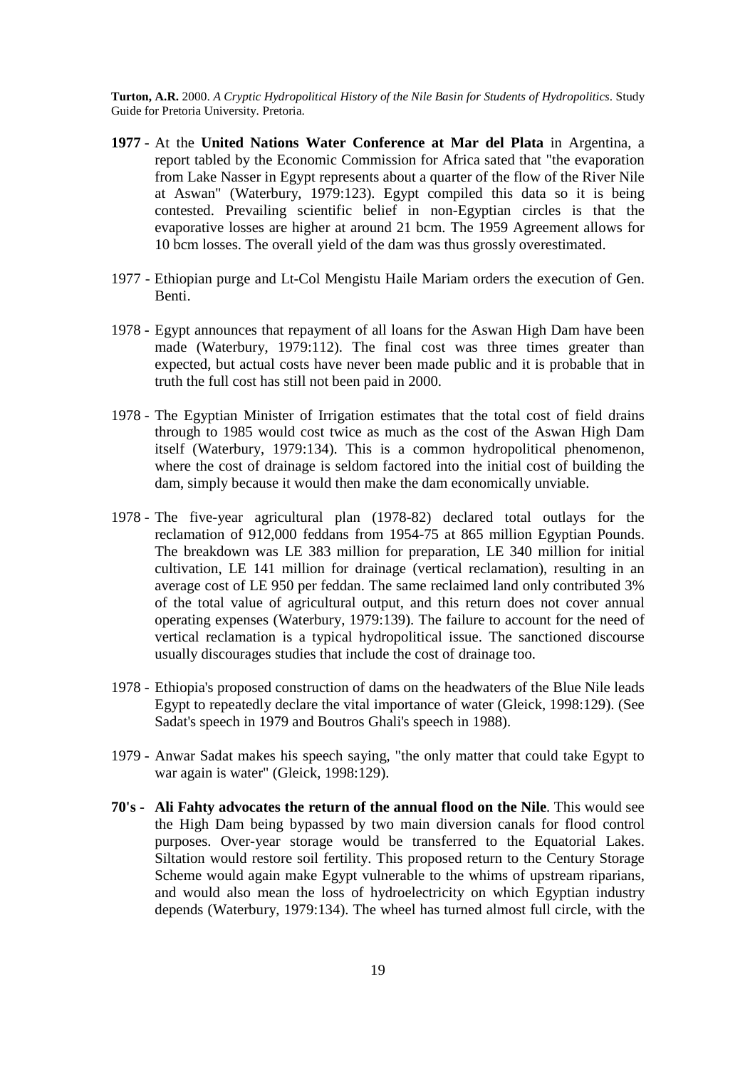**1977** - At the **United Nations Water Conference at Mar del Plata** in Argentina, a report tabled by the Economic Commission for Africa sated that "the evaporation from Lake Nasser in Egypt represents about a quarter of the flow of the River Nile at Aswan" (Waterbury, 1979:123). Egypt compiled this data so it is being contested. Prevailing scientific belief in non-Egyptian circles is that the evaporative losses are higher at around 21 bcm. The 1959 Agreement allows for 10 bcm losses. The overall yield of the dam was thus grossly overestimated.

1977 - Ethiopian purge and Lt-Col Mengistu Haile Mariam orders the execution of Gen. Benti.

1978 - Egypt announces that repayment of all loans for the Aswan High Dam have been made (Waterbury, 1979:112). The final cost was three times greater than expected, but actual costs have never been made public and it is probable that in truth the full cost has still not been paid in 2000.

1978 - The Egyptian Minister of Irrigation estimates that the total cost of field drains through to 1985 would cost twice as much as the cost of the Aswan High Dam itself (Waterbury, 1979:134). This is a common hydropolitical phenomenon, where the cost of drainage is seldom factored into the initial cost of building the dam, simply because it would then make the dam economically unviable.

1978 - The five-year agricultural plan (1978-82) declared total outlays for the reclamation of 912,000 feddans from 1954-75 at 865 million Egyptian Pounds. The breakdown was LE 383 million for preparation, LE 340 million for initial cultivation, LE 141 million for drainage (vertical reclamation), resulting in an average cost of LE 950 per feddan. The same reclaimed land only contributed 3% of the total value of agricultural output, and this return does not cover annual operating expenses (Waterbury, 1979:139). The failure to account for the need of vertical reclamation is a typical hydropolitical issue. The sanctioned discourse usually discourages studies that include the cost of drainage too.

1978 - Ethiopia's proposed construction of dams on the headwaters of the Blue Nile leads Egypt to repeatedly declare the vital importance of water (Gleick, 1998:129). (See Sadat's speech in 1979 and Boutros Ghali's speech in 1988).

1979 - Anwar Sadat makes his speech saying, "the only matter that could take Egypt to war again is water" (Gleick, 1998:129).

**70's** - **Ali Fahty advocates the return of the annual flood on the Nile**. This would see the High Dam being bypassed by two main diversion canals for flood control purposes. Over-year storage would be transferred to the Equatorial Lakes. Siltation would restore soil fertility. This proposed return to the Century Storage Scheme would again make Egypt vulnerable to the whims of upstream riparians, and would also mean the loss of hydroelectricity on which Egyptian industry depends (Waterbury, 1979:134). The wheel has turned almost full circle, with the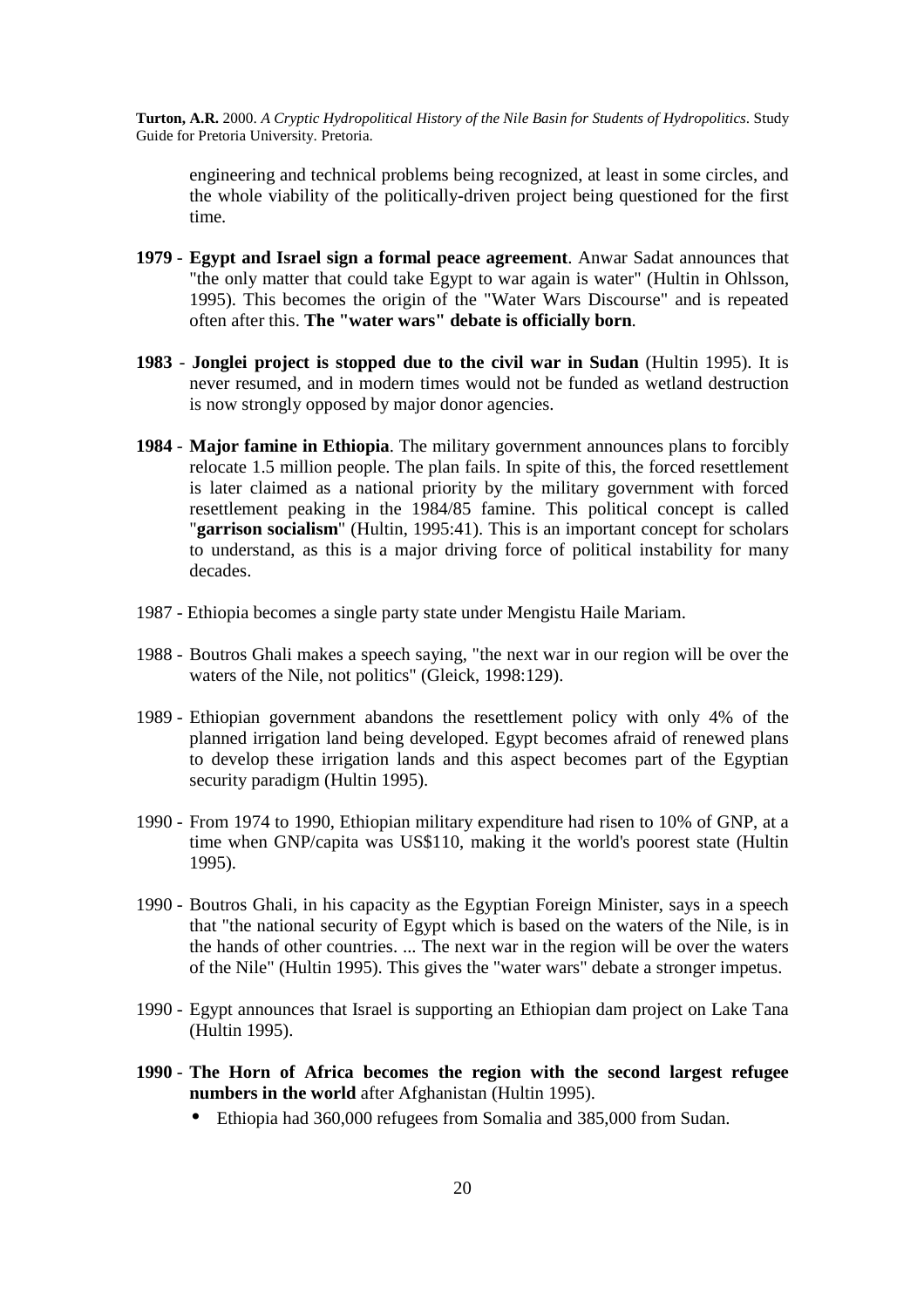engineering and technical problems being recognized, at least in some circles, and the whole viability of the politically-driven project being questioned for the first time.

**1979** - **Egypt and Israel sign a formal peace agreement**. Anwar Sadat announces that "the only matter that could take Egypt to war again is water" (Hultin in Ohlsson, 1995). This becomes the origin of the "Water Wars Discourse" and is repeated often after this. **The "water wars" debate is officially born**.

**1983** - **Jonglei project is stopped due to the civil war in Sudan** (Hultin 1995). It is never resumed, and in modern times would not be funded as wetland destruction is now strongly opposed by major donor agencies.

**1984** - **Major famine in Ethiopia**. The military government announces plans to forcibly relocate 1.5 million people. The plan fails. In spite of this, the forced resettlement is later claimed as a national priority by the military government with forced resettlement peaking in the 1984/85 famine. This political concept is called "**garrison socialism**" (Hultin, 1995:41). This is an important concept for scholars to understand, as this is a major driving force of political instability for many decades.

1987 - Ethiopia becomes a single party state under Mengistu Haile Mariam.

1988 - Boutros Ghali makes a speech saying, "the next war in our region will be over the waters of the Nile, not politics" (Gleick, 1998:129).

1989 - Ethiopian government abandons the resettlement policy with only 4% of the planned irrigation land being developed. Egypt becomes afraid of renewed plans to develop these irrigation lands and this aspect becomes part of the Egyptian security paradigm (Hultin 1995).

1990 - From 1974 to 1990, Ethiopian military expenditure had risen to 10% of GNP, at a time when GNP/capita was US$110, making it the world's poorest state (Hultin 1995).

1990 - Boutros Ghali, in his capacity as the Egyptian Foreign Minister, says in a speech that "the national security of Egypt which is based on the waters of the Nile, is in the hands of other countries. ... The next war in the region will be over the waters of the Nile" (Hultin 1995). This gives the "water wars" debate a stronger impetus.

1990 - Egypt announces that Israel is supporting an Ethiopian dam project on Lake Tana (Hultin 1995).

**1990** - **The Horn of Africa becomes the region with the second largest refugee numbers in the world** after Afghanistan (Hultin 1995).

- Ethiopia had 360,000 refugees from Somalia and 385,000 from Sudan.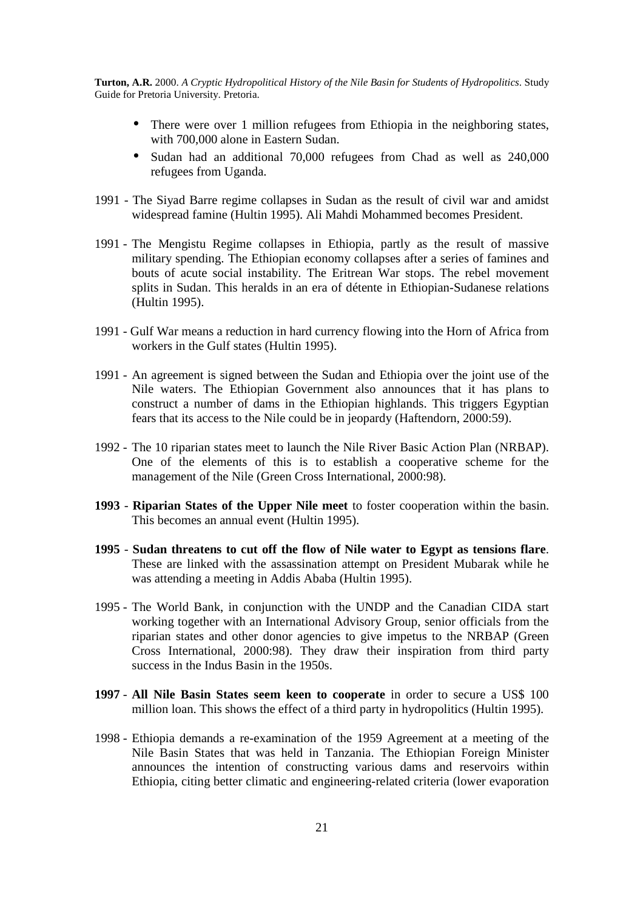- There were over 1 million refugees from Ethiopia in the neighboring states, with 700,000 alone in Eastern Sudan.
- Sudan had an additional 70,000 refugees from Chad as well as 240,000 refugees from Uganda.

1991 - The Siyad Barre regime collapses in Sudan as the result of civil war and amidst widespread famine (Hultin 1995). Ali Mahdi Mohammed becomes President.

1991 - The Mengistu Regime collapses in Ethiopia, partly as the result of massive military spending. The Ethiopian economy collapses after a series of famines and bouts of acute social instability. The Eritrean War stops. The rebel movement splits in Sudan. This heralds in an era of détente in Ethiopian-Sudanese relations (Hultin 1995).

1991 - Gulf War means a reduction in hard currency flowing into the Horn of Africa from workers in the Gulf states (Hultin 1995).

1991 - An agreement is signed between the Sudan and Ethiopia over the joint use of the Nile waters. The Ethiopian Government also announces that it has plans to construct a number of dams in the Ethiopian highlands. This triggers Egyptian fears that its access to the Nile could be in jeopardy (Haftendorn, 2000:59).

1992 - The 10 riparian states meet to launch the Nile River Basic Action Plan (NRBAP). One of the elements of this is to establish a cooperative scheme for the management of the Nile (Green Cross International, 2000:98).

**1993** - **Riparian States of the Upper Nile meet** to foster cooperation within the basin. This becomes an annual event (Hultin 1995).

**1995** - **Sudan threatens to cut off the flow of Nile water to Egypt as tensions flare**. These are linked with the assassination attempt on President Mubarak while he was attending a meeting in Addis Ababa (Hultin 1995).

1995 - The World Bank, in conjunction with the UNDP and the Canadian CIDA start working together with an International Advisory Group, senior officials from the riparian states and other donor agencies to give impetus to the NRBAP (Green Cross International, 2000:98). They draw their inspiration from third party success in the Indus Basin in the 1950s.

**1997** - **All Nile Basin States seem keen to cooperate** in order to secure a US$ 100 million loan. This shows the effect of a third party in hydropolitics (Hultin 1995).

1998 - Ethiopia demands a re-examination of the 1959 Agreement at a meeting of the Nile Basin States that was held in Tanzania. The Ethiopian Foreign Minister announces the intention of constructing various dams and reservoirs within Ethiopia, citing better climatic and engineering-related criteria (lower evaporation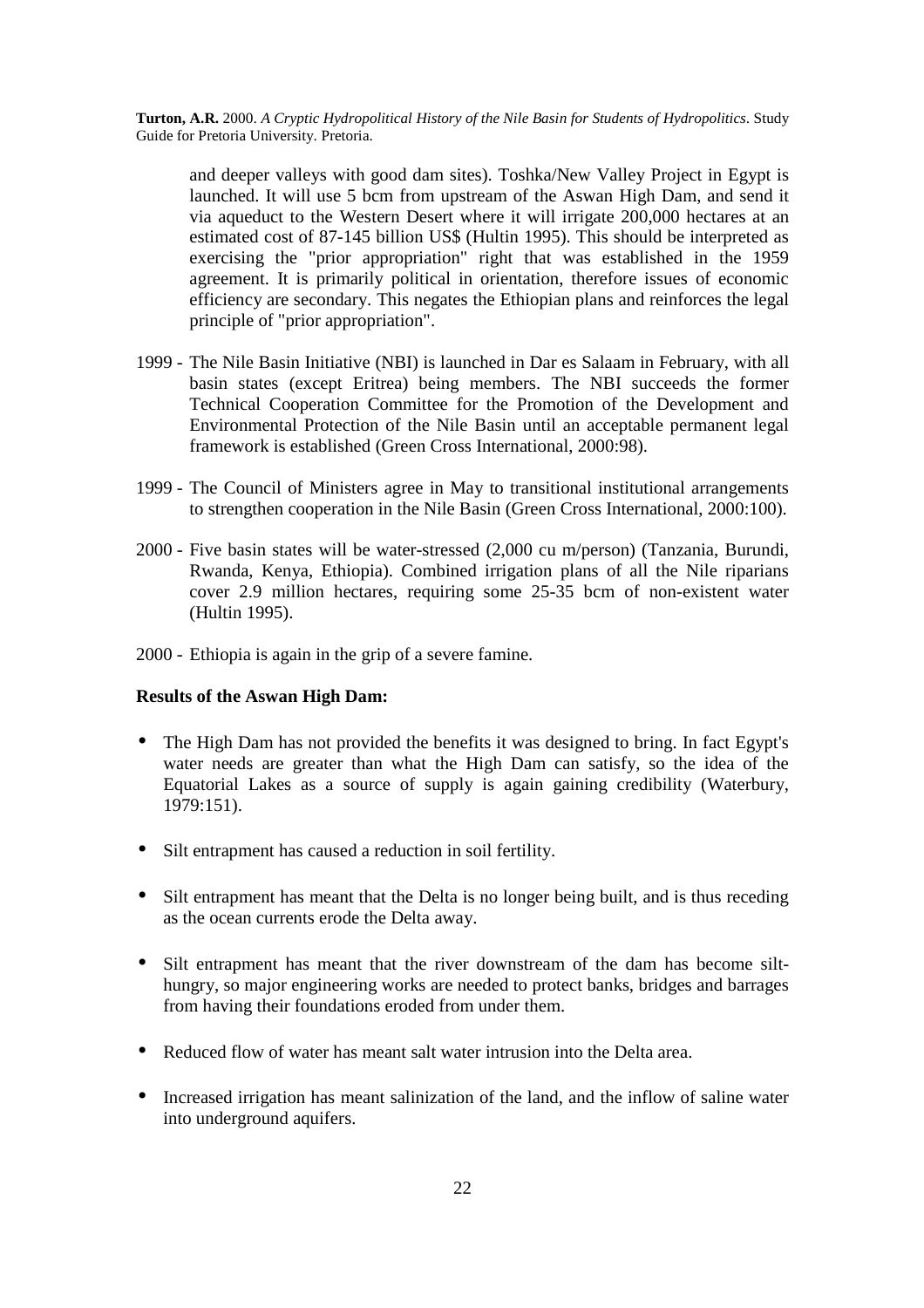and deeper valleys with good dam sites). Toshka/New Valley Project in Egypt is launched. It will use 5 bcm from upstream of the Aswan High Dam, and send it via aqueduct to the Western Desert where it will irrigate 200,000 hectares at an estimated cost of 87-145 billion US$ (Hultin 1995). This should be interpreted as exercising the "prior appropriation" right that was established in the 1959 agreement. It is primarily political in orientation, therefore issues of economic efficiency are secondary. This negates the Ethiopian plans and reinforces the legal principle of "prior appropriation".

1999 - The Nile Basin Initiative (NBI) is launched in Dar es Salaam in February, with all basin states (except Eritrea) being members. The NBI succeeds the former Technical Cooperation Committee for the Promotion of the Development and Environmental Protection of the Nile Basin until an acceptable permanent legal framework is established (Green Cross International, 2000:98).

1999 - The Council of Ministers agree in May to transitional institutional arrangements to strengthen cooperation in the Nile Basin (Green Cross International, 2000:100).

2000 - Five basin states will be water-stressed (2,000 cu m/person) (Tanzania, Burundi, Rwanda, Kenya, Ethiopia). Combined irrigation plans of all the Nile riparians cover 2.9 million hectares, requiring some 25-35 bcm of non-existent water (Hultin 1995).

2000 - Ethiopia is again in the grip of a severe famine.

**Results of the Aswan High Dam:**

- The High Dam has not provided the benefits it was designed to bring. In fact Egypt's water needs are greater than what the High Dam can satisfy, so the idea of the Equatorial Lakes as a source of supply is again gaining credibility (Waterbury, 1979:151).
- Silt entrapment has caused a reduction in soil fertility.
- Silt entrapment has meant that the Delta is no longer being built, and is thus receding as the ocean currents erode the Delta away.
- Silt entrapment has meant that the river downstream of the dam has become silt-hungry, so major engineering works are needed to protect banks, bridges and barrages from having their foundations eroded from under them.
- Reduced flow of water has meant salt water intrusion into the Delta area.
- Increased irrigation has meant salinization of the land, and the inflow of saline water into underground aquifers.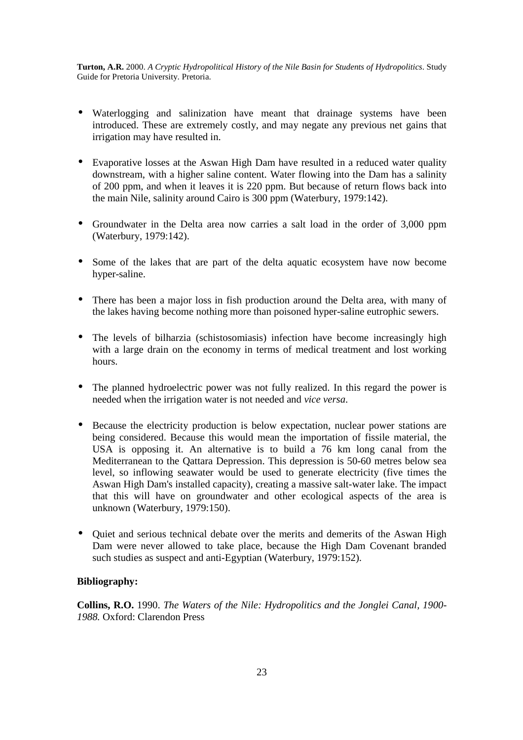- Waterlogging and salinization have meant that drainage systems have been introduced. These are extremely costly, and may negate any previous net gains that irrigation may have resulted in.

- Evaporative losses at the Aswan High Dam have resulted in a reduced water quality downstream, with a higher saline content. Water flowing into the Dam has a salinity of 200 ppm, and when it leaves it is 220 ppm. But because of return flows back into the main Nile, salinity around Cairo is 300 ppm (Waterbury, 1979:142).

- Groundwater in the Delta area now carries a salt load in the order of 3,000 ppm (Waterbury, 1979:142).

- Some of the lakes that are part of the delta aquatic ecosystem have now become hyper-saline.

- There has been a major loss in fish production around the Delta area, with many of the lakes having become nothing more than poisoned hyper-saline eutrophic sewers.

- The levels of bilharzia (schistosomiasis) infection have become increasingly high with a large drain on the economy in terms of medical treatment and lost working hours.

- The planned hydroelectric power was not fully realized. In this regard the power is needed when the irrigation water is not needed and *vice versa*.

- Because the electricity production is below expectation, nuclear power stations are being considered. Because this would mean the importation of fissile material, the USA is opposing it. An alternative is to build a 76 km long canal from the Mediterranean to the Qattara Depression. This depression is 50-60 metres below sea level, so inflowing seawater would be used to generate electricity (five times the Aswan High Dam's installed capacity), creating a massive salt-water lake. The impact that this will have on groundwater and other ecological aspects of the area is unknown (Waterbury, 1979:150).

- Quiet and serious technical debate over the merits and demerits of the Aswan High Dam were never allowed to take place, because the High Dam Covenant branded such studies as suspect and anti-Egyptian (Waterbury, 1979:152).

**Bibliography:**

**Collins, R.O.** 1990. *The Waters of the Nile: Hydropolitics and the Jonglei Canal, 1900-1988.* Oxford: Clarendon Press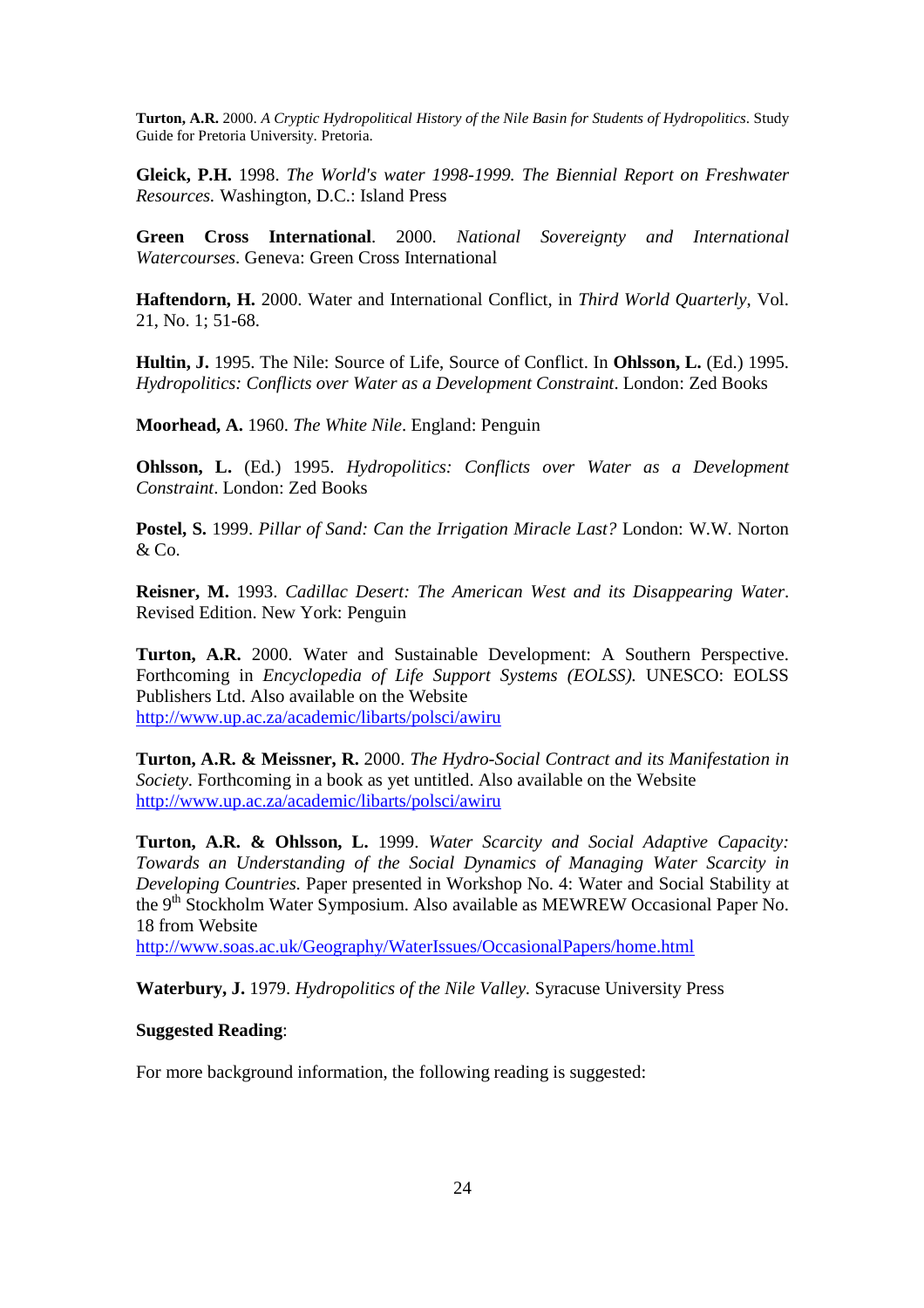**Turton, A.R.** 2000. *A Cryptic Hydropolitical History of the Nile Basin for Students of Hydropolitics*. Study Guide for Pretoria University. Pretoria.

**Gleick, P.H.** 1998. *The World's water 1998-1999. The Biennial Report on Freshwater Resources.* Washington, D.C.: Island Press

**Green Cross International**. 2000. *National Sovereignty and International Watercourses*. Geneva: Green Cross International

**Haftendorn, H.** 2000. Water and International Conflict, in *Third World Quarterly*, Vol. 21, No. 1; 51-68.

**Hultin, J.** 1995. The Nile: Source of Life, Source of Conflict. In **Ohlsson, L.** (Ed.) 1995. *Hydropolitics: Conflicts over Water as a Development Constraint*. London: Zed Books

**Moorhead, A.** 1960. *The White Nile*. England: Penguin

**Ohlsson, L.** (Ed.) 1995. *Hydropolitics: Conflicts over Water as a Development Constraint*. London: Zed Books

**Postel, S.** 1999. *Pillar of Sand: Can the Irrigation Miracle Last?* London: W.W. Norton & Co.

**Reisner, M.** 1993. *Cadillac Desert: The American West and its Disappearing Water*. Revised Edition. New York: Penguin

**Turton, A.R.** 2000. Water and Sustainable Development: A Southern Perspective. Forthcoming in *Encyclopedia of Life Support Systems (EOLSS).* UNESCO: EOLSS Publishers Ltd. Also available on the Website http://www.up.ac.za/academic/libarts/polsci/awiru

**Turton, A.R. & Meissner, R.** 2000. *The Hydro-Social Contract and its Manifestation in Society*. Forthcoming in a book as yet untitled. Also available on the Website http://www.up.ac.za/academic/libarts/polsci/awiru

**Turton, A.R. & Ohlsson, L.** 1999. *Water Scarcity and Social Adaptive Capacity: Towards an Understanding of the Social Dynamics of Managing Water Scarcity in Developing Countries.* Paper presented in Workshop No. 4: Water and Social Stability at the 9th Stockholm Water Symposium. Also available as MEWREW Occasional Paper No. 18 from Website http://www.soas.ac.uk/Geography/WaterIssues/OccasionalPapers/home.html

**Waterbury, J.** 1979. *Hydropolitics of the Nile Valley.* Syracuse University Press

**Suggested Reading**:

For more background information, the following reading is suggested: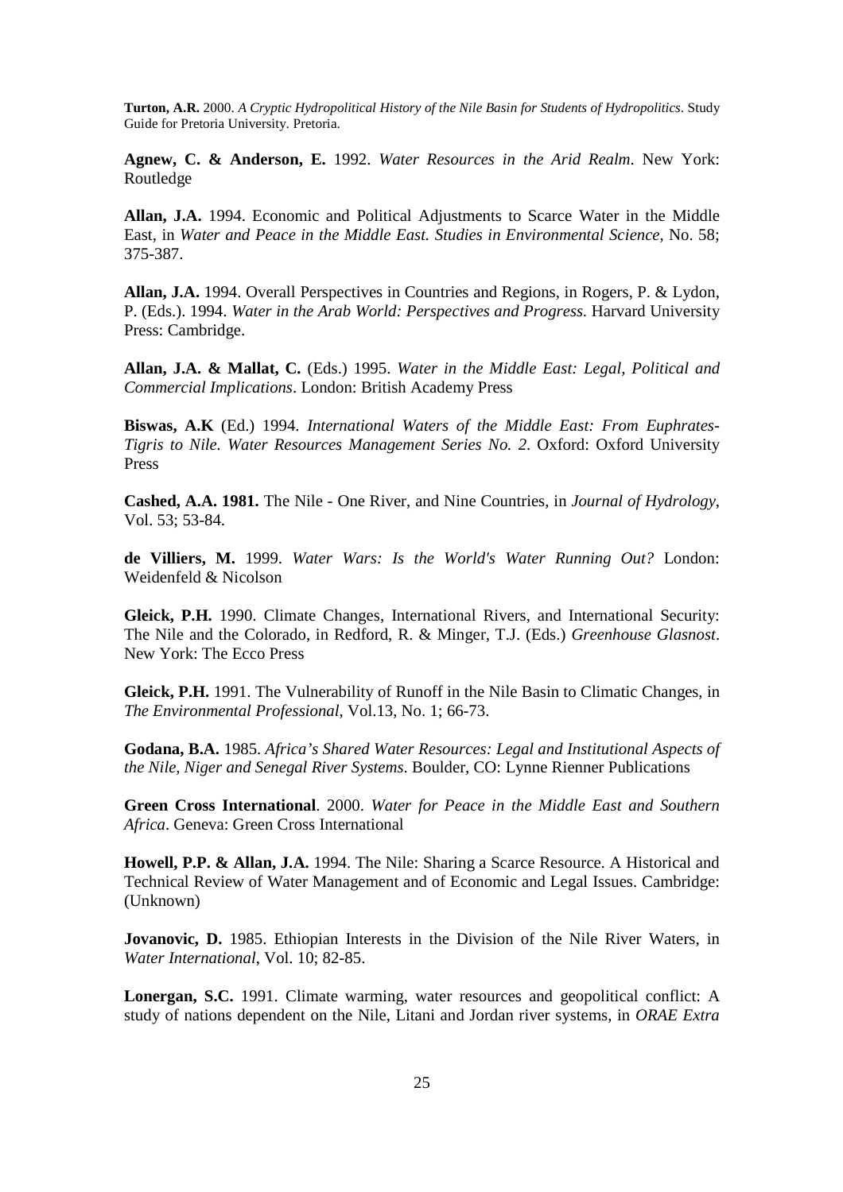**Turton, A.R.** 2000. *A Cryptic Hydropolitical History of the Nile Basin for Students of Hydropolitics*. Study Guide for Pretoria University. Pretoria.

**Agnew, C. & Anderson, E.** 1992. *Water Resources in the Arid Realm*. New York: Routledge

**Allan, J.A.** 1994. Economic and Political Adjustments to Scarce Water in the Middle East, in *Water and Peace in the Middle East. Studies in Environmental Science*, No. 58; 375-387.

**Allan, J.A.** 1994. Overall Perspectives in Countries and Regions, in Rogers, P. & Lydon, P. (Eds.). 1994. *Water in the Arab World: Perspectives and Progress*. Harvard University Press: Cambridge.

**Allan, J.A. & Mallat, C.** (Eds.) 1995. *Water in the Middle East: Legal, Political and Commercial Implications*. London: British Academy Press

**Biswas, A.K** (Ed.) 1994. *International Waters of the Middle East: From Euphrates-Tigris to Nile. Water Resources Management Series No. 2*. Oxford: Oxford University Press

**Cashed, A.A. 1981.** The Nile - One River, and Nine Countries, in *Journal of Hydrology*, Vol. 53; 53-84.

**de Villiers, M.** 1999. *Water Wars: Is the World's Water Running Out?* London: Weidenfeld & Nicolson

**Gleick, P.H.** 1990. Climate Changes, International Rivers, and International Security: The Nile and the Colorado, in Redford, R. & Minger, T.J. (Eds.) *Greenhouse Glasnost*. New York: The Ecco Press

**Gleick, P.H.** 1991. The Vulnerability of Runoff in the Nile Basin to Climatic Changes, in *The Environmental Professional*, Vol.13, No. 1; 66-73.

**Godana, B.A.** 1985. *Africa's Shared Water Resources: Legal and Institutional Aspects of the Nile, Niger and Senegal River Systems*. Boulder, CO: Lynne Rienner Publications

**Green Cross International**. 2000. *Water for Peace in the Middle East and Southern Africa*. Geneva: Green Cross International

**Howell, P.P. & Allan, J.A.** 1994. The Nile: Sharing a Scarce Resource. A Historical and Technical Review of Water Management and of Economic and Legal Issues. Cambridge: (Unknown)

**Jovanovic, D.** 1985. Ethiopian Interests in the Division of the Nile River Waters, in *Water International*, Vol. 10; 82-85.

**Lonergan, S.C.** 1991. Climate warming, water resources and geopolitical conflict: A study of nations dependent on the Nile, Litani and Jordan river systems, in *ORAE Extra*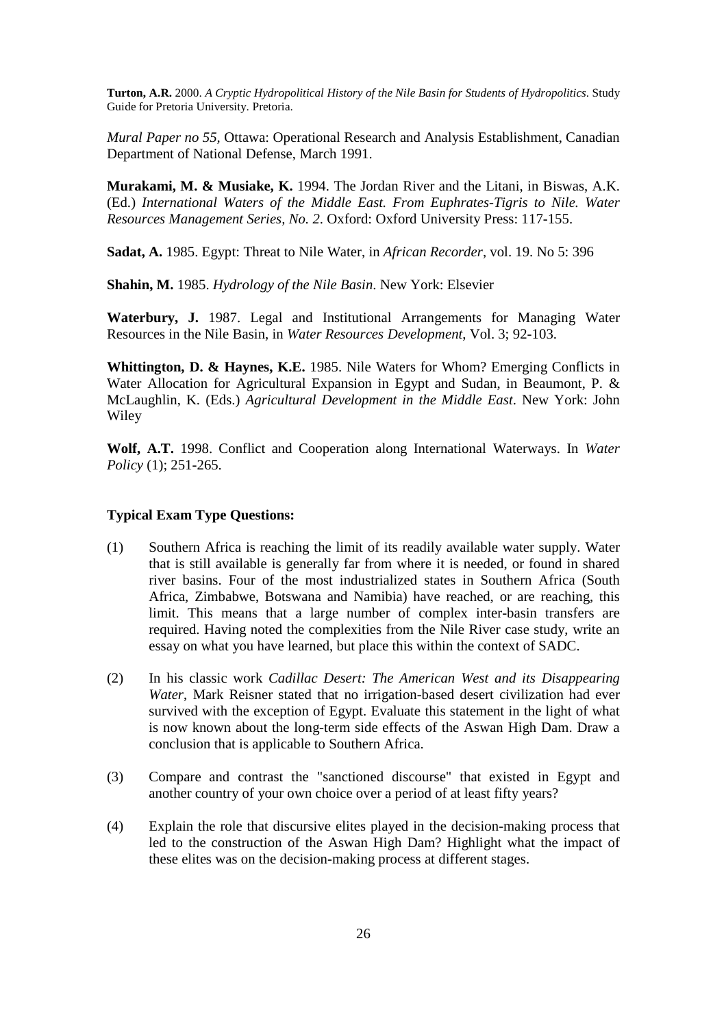**Turton, A.R.** 2000. *A Cryptic Hydropolitical History of the Nile Basin for Students of Hydropolitics*. Study Guide for Pretoria University. Pretoria.

*Mural Paper no 55*, Ottawa: Operational Research and Analysis Establishment, Canadian Department of National Defense, March 1991.

**Murakami, M. & Musiake, K.** 1994. The Jordan River and the Litani, in Biswas, A.K. (Ed.) *International Waters of the Middle East. From Euphrates-Tigris to Nile. Water Resources Management Series, No. 2*. Oxford: Oxford University Press: 117-155.

**Sadat, A.** 1985. Egypt: Threat to Nile Water, in *African Recorder*, vol. 19. No 5: 396

**Shahin, M.** 1985. *Hydrology of the Nile Basin*. New York: Elsevier

**Waterbury, J.** 1987. Legal and Institutional Arrangements for Managing Water Resources in the Nile Basin, in *Water Resources Development*, Vol. 3; 92-103.

**Whittington, D. & Haynes, K.E.** 1985. Nile Waters for Whom? Emerging Conflicts in Water Allocation for Agricultural Expansion in Egypt and Sudan, in Beaumont, P. & McLaughlin, K. (Eds.) *Agricultural Development in the Middle East*. New York: John Wiley

**Wolf, A.T.** 1998. Conflict and Cooperation along International Waterways. In *Water Policy* (1); 251-265.

**Typical Exam Type Questions:**

(1) Southern Africa is reaching the limit of its readily available water supply. Water that is still available is generally far from where it is needed, or found in shared river basins. Four of the most industrialized states in Southern Africa (South Africa, Zimbabwe, Botswana and Namibia) have reached, or are reaching, this limit. This means that a large number of complex inter-basin transfers are required. Having noted the complexities from the Nile River case study, write an essay on what you have learned, but place this within the context of SADC.

(2) In his classic work *Cadillac Desert: The American West and its Disappearing Water*, Mark Reisner stated that no irrigation-based desert civilization had ever survived with the exception of Egypt. Evaluate this statement in the light of what is now known about the long-term side effects of the Aswan High Dam. Draw a conclusion that is applicable to Southern Africa.

(3) Compare and contrast the "sanctioned discourse" that existed in Egypt and another country of your own choice over a period of at least fifty years?

(4) Explain the role that discursive elites played in the decision-making process that led to the construction of the Aswan High Dam? Highlight what the impact of these elites was on the decision-making process at different stages.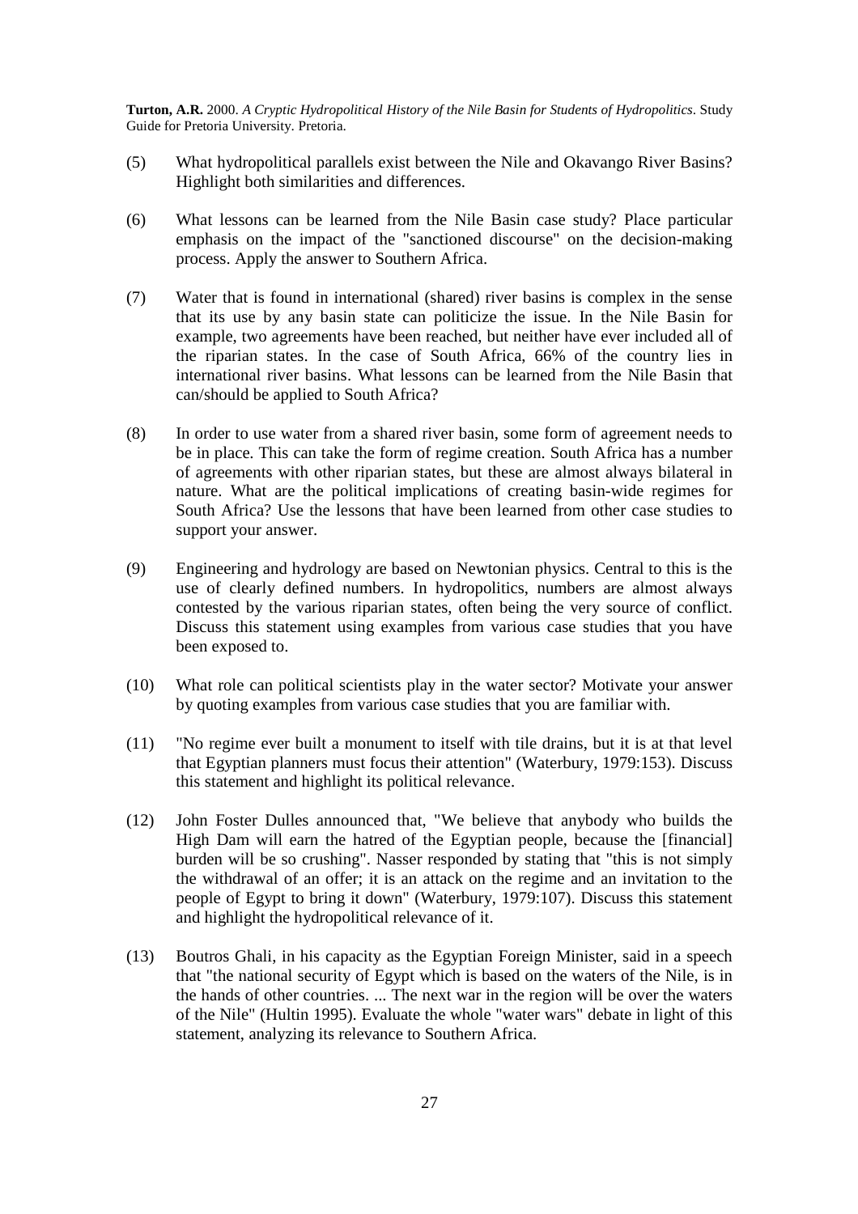(5) What hydropolitical parallels exist between the Nile and Okavango River Basins? Highlight both similarities and differences.

(6) What lessons can be learned from the Nile Basin case study? Place particular emphasis on the impact of the "sanctioned discourse" on the decision-making process. Apply the answer to Southern Africa.

(7) Water that is found in international (shared) river basins is complex in the sense that its use by any basin state can politicize the issue. In the Nile Basin for example, two agreements have been reached, but neither have ever included all of the riparian states. In the case of South Africa, 66% of the country lies in international river basins. What lessons can be learned from the Nile Basin that can/should be applied to South Africa?

(8) In order to use water from a shared river basin, some form of agreement needs to be in place. This can take the form of regime creation. South Africa has a number of agreements with other riparian states, but these are almost always bilateral in nature. What are the political implications of creating basin-wide regimes for South Africa? Use the lessons that have been learned from other case studies to support your answer.

(9) Engineering and hydrology are based on Newtonian physics. Central to this is the use of clearly defined numbers. In hydropolitics, numbers are almost always contested by the various riparian states, often being the very source of conflict. Discuss this statement using examples from various case studies that you have been exposed to.

(10) What role can political scientists play in the water sector? Motivate your answer by quoting examples from various case studies that you are familiar with.

(11) "No regime ever built a monument to itself with tile drains, but it is at that level that Egyptian planners must focus their attention" (Waterbury, 1979:153). Discuss this statement and highlight its political relevance.

(12) John Foster Dulles announced that, "We believe that anybody who builds the High Dam will earn the hatred of the Egyptian people, because the [financial] burden will be so crushing". Nasser responded by stating that "this is not simply the withdrawal of an offer; it is an attack on the regime and an invitation to the people of Egypt to bring it down" (Waterbury, 1979:107). Discuss this statement and highlight the hydropolitical relevance of it.

(13) Boutros Ghali, in his capacity as the Egyptian Foreign Minister, said in a speech that "the national security of Egypt which is based on the waters of the Nile, is in the hands of other countries. ... The next war in the region will be over the waters of the Nile" (Hultin 1995). Evaluate the whole "water wars" debate in light of this statement, analyzing its relevance to Southern Africa.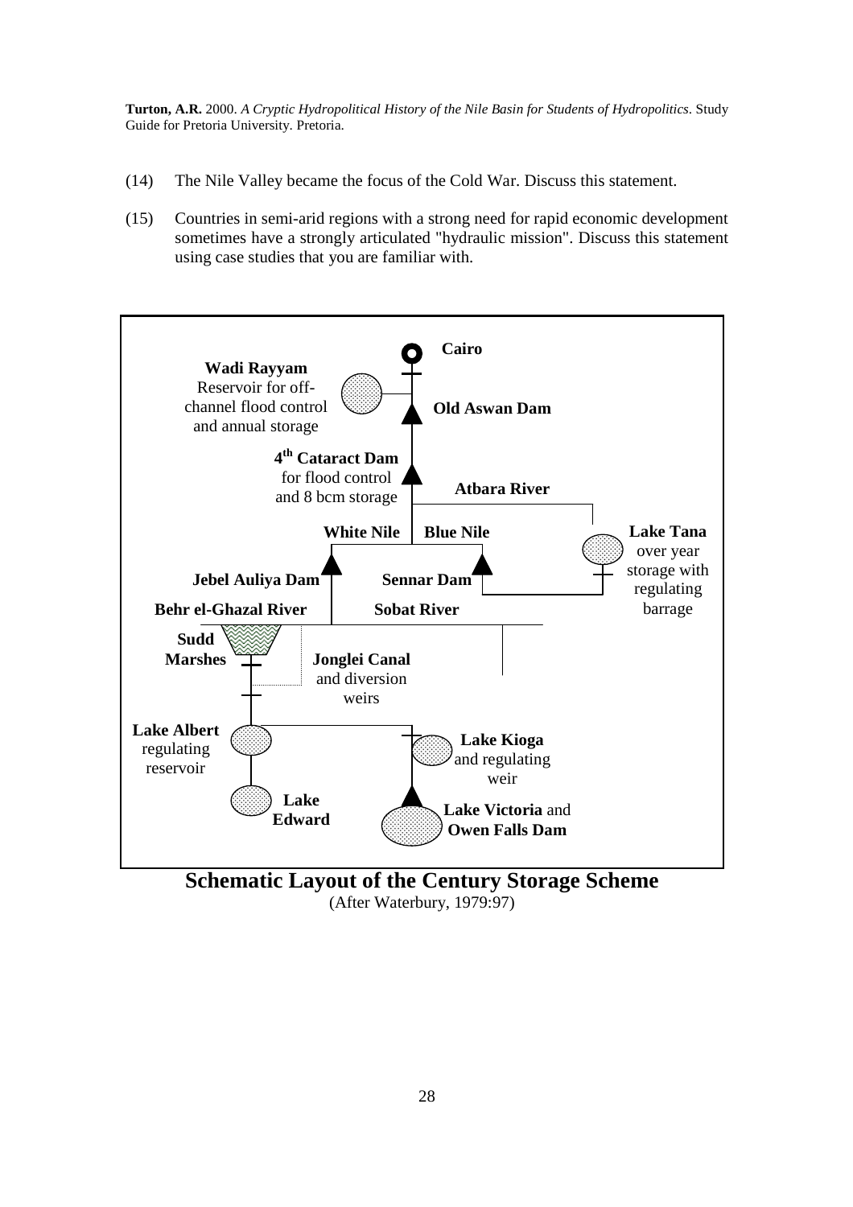(14) The Nile Valley became the focus of the Cold War. Discuss this statement.

(15) Countries in semi-arid regions with a strong need for rapid economic development sometimes have a strongly articulated "hydraulic mission". Discuss this statement using case studies that you are familiar with.

Cairo

Wadi Rayyam
Reservoir for off-channel flood control and annual storage

Old Aswan Dam

4th Cataract Dam
for flood control and 8 bcm storage

Atbara River

White Nile

Blue Nile

Lake Tana
over year storage with regulating barrage

Jebel Auliya Dam

Sennar Dam

Behr el-Ghazal River

Sobat River

Sudd Marshes

Jonglei Canal
and diversion weirs

Lake Albert
regulating reservoir

Lake Kioga
and regulating weir

Lake Edward

Lake Victoria and Owen Falls Dam

**Schematic Layout of the Century Storage Scheme**

(After Waterbury, 1979:97)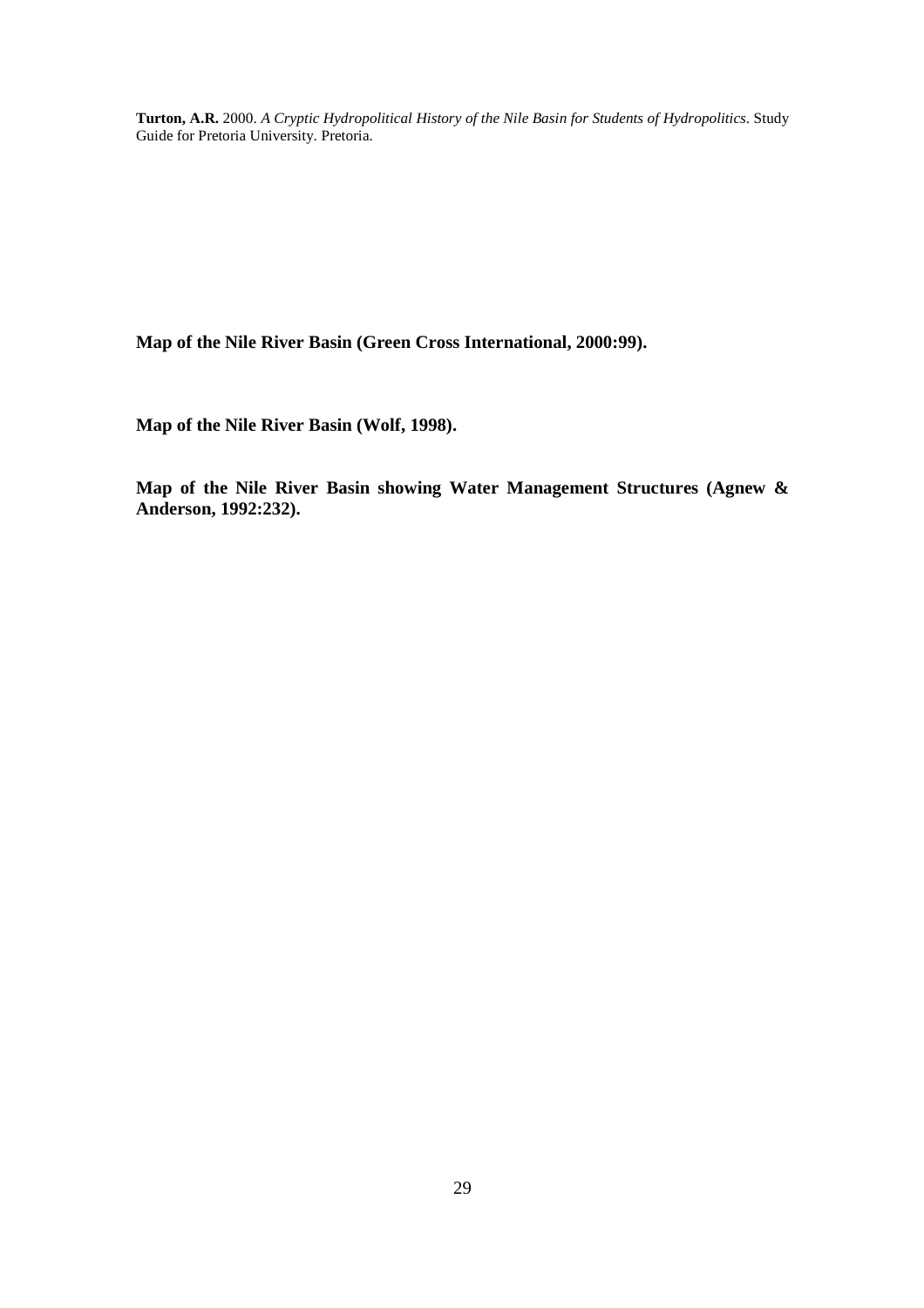**Map of the Nile River Basin (Green Cross International, 2000:99).**

**Map of the Nile River Basin (Wolf, 1998).**

**Map of the Nile River Basin showing Water Management Structures (Agnew & Anderson, 1992:232).**